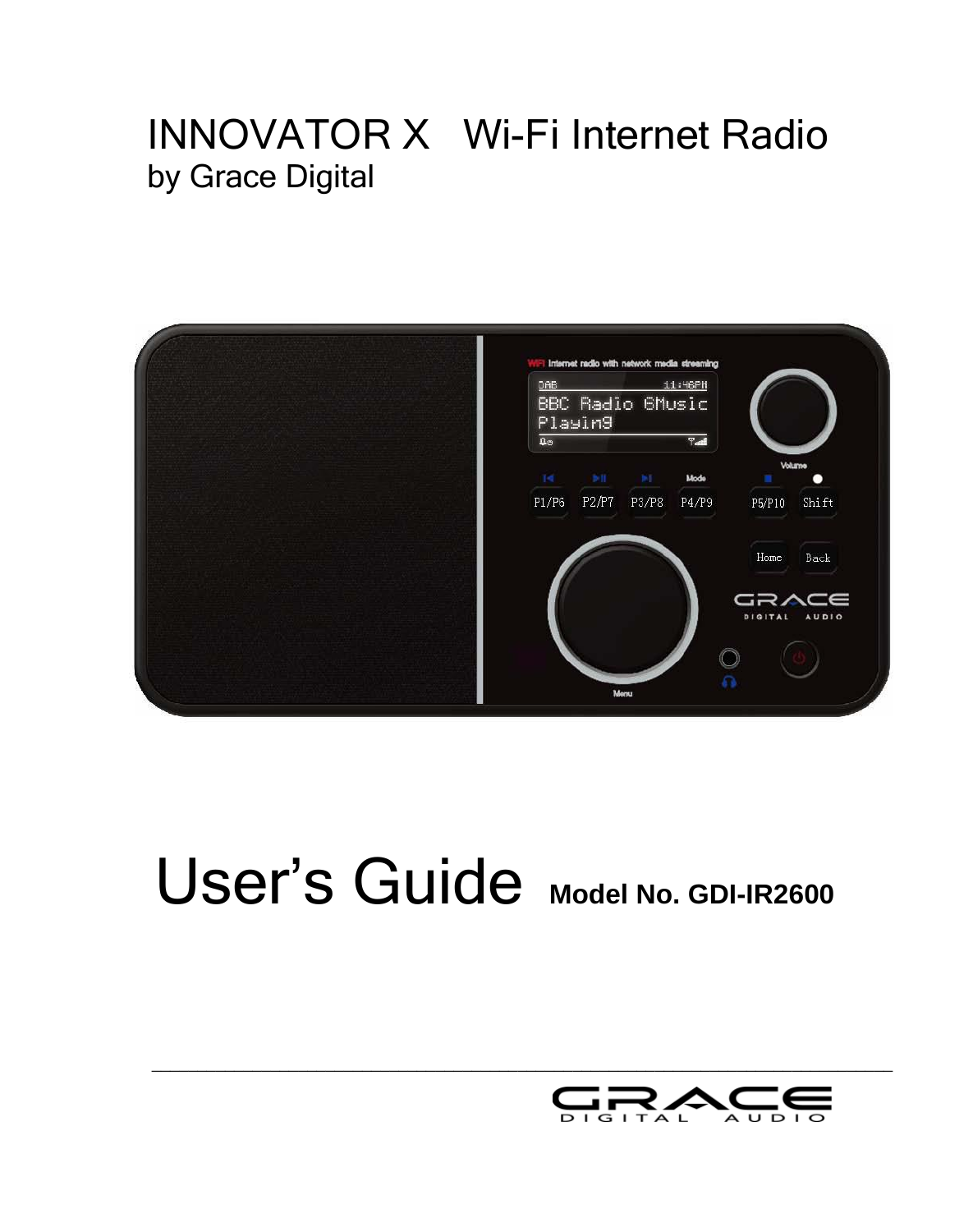# INNOVATOR X Wi-Fi Internet Radio

by Grace Digital

# User's Guide **Model No. GDI-IR2600**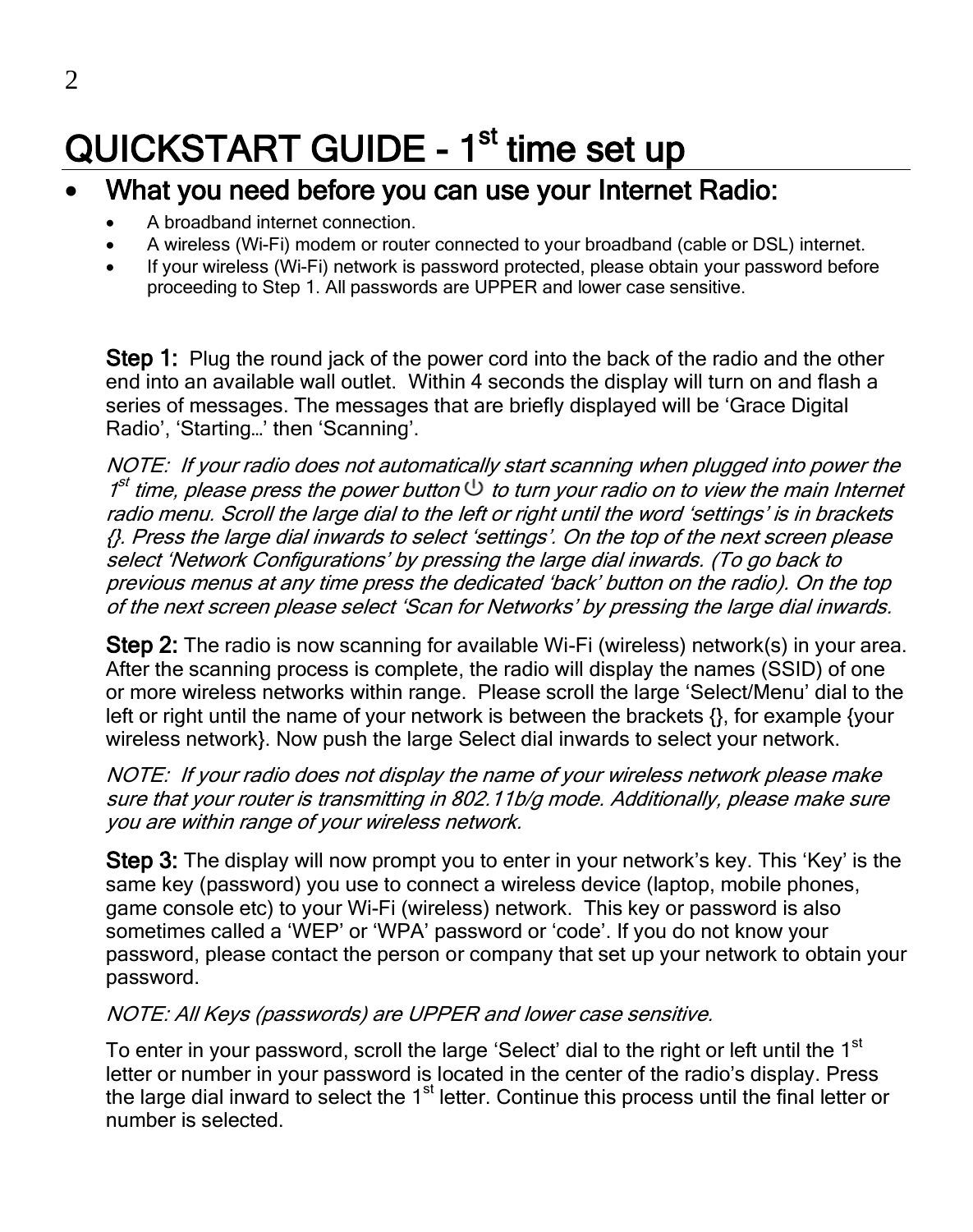# QUICKSTART GUIDE - 1st time set up

- **What you need before you can use your Internet Radio:**
  - A broadband internet connection.
  - A wireless (Wi-Fi) modem or router connected to your broadband (cable or DSL) internet.
  - If your wireless (Wi-Fi) network is password protected, please obtain your password before proceeding to Step 1. All passwords are UPPER and lower case sensitive.

**Step 1:** Plug the round jack of the power cord into the back of the radio and the other end into an available wall outlet. Within 4 seconds the display will turn on and flash a series of messages. The messages that are briefly displayed will be 'Grace Digital Radio', 'Starting…' then 'Scanning'.

*NOTE: If your radio does not automatically start scanning when plugged into power the 1st time, please press the power button ⏻ to turn your radio on to view the main Internet radio menu. Scroll the large dial to the left or right until the word 'settings' is in brackets {}. Press the large dial inwards to select 'settings'. On the top of the next screen please select 'Network Configurations' by pressing the large dial inwards. (To go back to previous menus at any time press the dedicated 'back' button on the radio). On the top of the next screen please select 'Scan for Networks' by pressing the large dial inwards.*

**Step 2:** The radio is now scanning for available Wi-Fi (wireless) network(s) in your area. After the scanning process is complete, the radio will display the names (SSID) of one or more wireless networks within range. Please scroll the large 'Select/Menu' dial to the left or right until the name of your network is between the brackets {}, for example {your wireless network}. Now push the large Select dial inwards to select your network.

*NOTE: If your radio does not display the name of your wireless network please make sure that your router is transmitting in 802.11b/g mode. Additionally, please make sure you are within range of your wireless network.*

**Step 3:** The display will now prompt you to enter in your network's key. This 'Key' is the same key (password) you use to connect a wireless device (laptop, mobile phones, game console etc) to your Wi-Fi (wireless) network. This key or password is also sometimes called a 'WEP' or 'WPA' password or 'code'. If you do not know your password, please contact the person or company that set up your network to obtain your password.

*NOTE: All Keys (passwords) are UPPER and lower case sensitive.*

To enter in your password, scroll the large 'Select' dial to the right or left until the 1st letter or number in your password is located in the center of the radio's display. Press the large dial inward to select the 1st letter. Continue this process until the final letter or number is selected.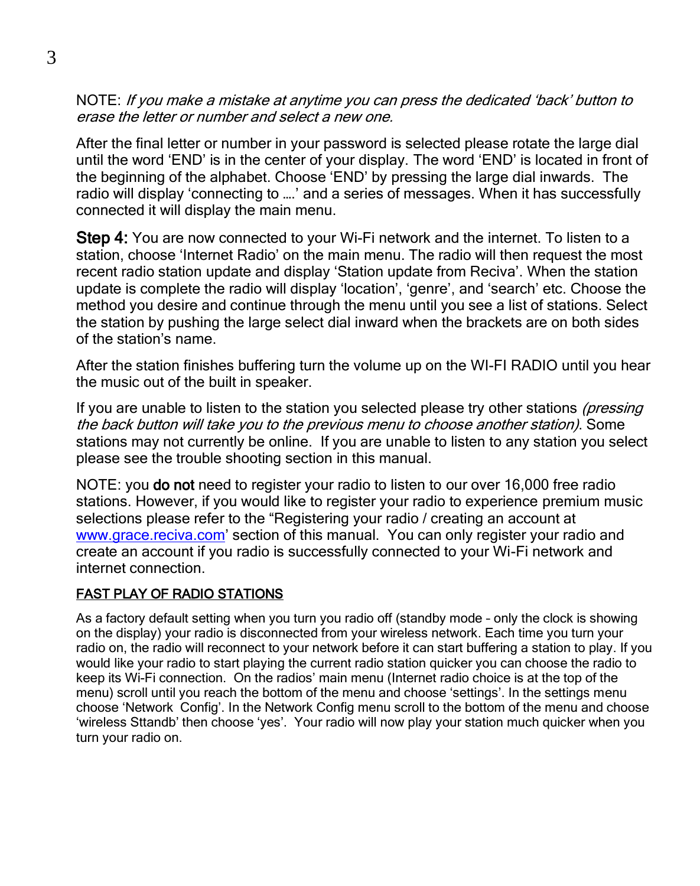NOTE: *If you make a mistake at anytime you can press the dedicated 'back' button to erase the letter or number and select a new one.*

After the final letter or number in your password is selected please rotate the large dial until the word 'END' is in the center of your display. The word 'END' is located in front of the beginning of the alphabet. Choose 'END' by pressing the large dial inwards. The radio will display 'connecting to ….' and a series of messages. When it has successfully connected it will display the main menu.

**Step 4:** You are now connected to your Wi-Fi network and the internet. To listen to a station, choose 'Internet Radio' on the main menu. The radio will then request the most recent radio station update and display 'Station update from Reciva'. When the station update is complete the radio will display 'location', 'genre', and 'search' etc. Choose the method you desire and continue through the menu until you see a list of stations. Select the station by pushing the large select dial inward when the brackets are on both sides of the station's name.

After the station finishes buffering turn the volume up on the WI-FI RADIO until you hear the music out of the built in speaker.

If you are unable to listen to the station you selected please try other stations *(pressing the back button will take you to the previous menu to choose another station)*. Some stations may not currently be online. If you are unable to listen to any station you select please see the trouble shooting section in this manual.

NOTE: you **do not** need to register your radio to listen to our over 16,000 free radio stations. However, if you would like to register your radio to experience premium music selections please refer to the "Registering your radio / creating an account at www.grace.reciva.com' section of this manual. You can only register your radio and create an account if you radio is successfully connected to your Wi-Fi network and internet connection.

## FAST PLAY OF RADIO STATIONS

As a factory default setting when you turn you radio off (standby mode – only the clock is showing on the display) your radio is disconnected from your wireless network. Each time you turn your radio on, the radio will reconnect to your network before it can start buffering a station to play. If you would like your radio to start playing the current radio station quicker you can choose the radio to keep its Wi-Fi connection. On the radios' main menu (Internet radio choice is at the top of the menu) scroll until you reach the bottom of the menu and choose 'settings'. In the settings menu choose 'Network Config'. In the Network Config menu scroll to the bottom of the menu and choose 'wireless Sttandb' then choose 'yes'. Your radio will now play your station much quicker when you turn your radio on.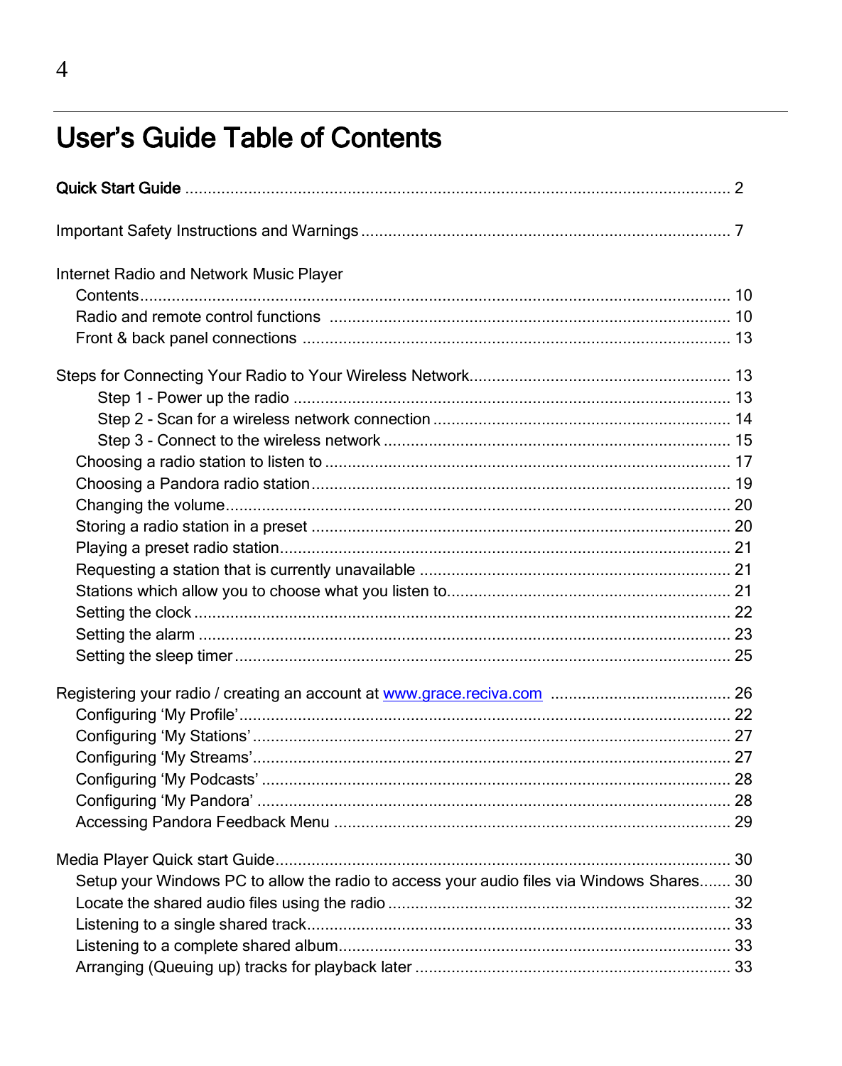# User's Guide Table of Contents

**Quick Start Guide** ........................................................................................................ 2

Important Safety Instructions and Warnings ................................................................. 7

Internet Radio and Network Music Player
- Contents ................................................................................................................ 10
- Radio and remote control functions ...................................................................... 10
- Front & back panel connections ........................................................................... 13

Steps for Connecting Your Radio to Your Wireless Network ........................................ 13
- Step 1 - Power up the radio ............................................................................... 13
- Step 2 - Scan for a wireless network connection ................................................. 14
- Step 3 - Connect to the wireless network ............................................................ 15
- Choosing a radio station to listen to ..................................................................... 17
- Choosing a Pandora radio station ........................................................................ 19
- Changing the volume ........................................................................................... 20
- Storing a radio station in a preset ........................................................................ 20
- Playing a preset radio station ............................................................................... 21
- Requesting a station that is currently unavailable ................................................. 21
- Stations which allow you to choose what you listen to ......................................... 21
- Setting the clock ................................................................................................... 22
- Setting the alarm .................................................................................................. 23
- Setting the sleep timer ......................................................................................... 25

Registering your radio / creating an account at [www.grace.reciva.com](http://www.grace.reciva.com) ........................................ 26
- Configuring 'My Profile' ........................................................................................ 22
- Configuring 'My Stations' ..................................................................................... 27
- Configuring 'My Streams' ..................................................................................... 27
- Configuring 'My Podcasts' .................................................................................... 28
- Configuring 'My Pandora' ..................................................................................... 28
- Accessing Pandora Feedback Menu .................................................................... 29

Media Player Quick start Guide .................................................................................... 30
- Setup your Windows PC to allow the radio to access your audio files via Windows Shares....... 30
- Locate the shared audio files using the radio ....................................................... 32
- Listening to a single shared track ......................................................................... 33
- Listening to a complete shared album .................................................................. 33
- Arranging (Queuing up) tracks for playback later .................................................. 33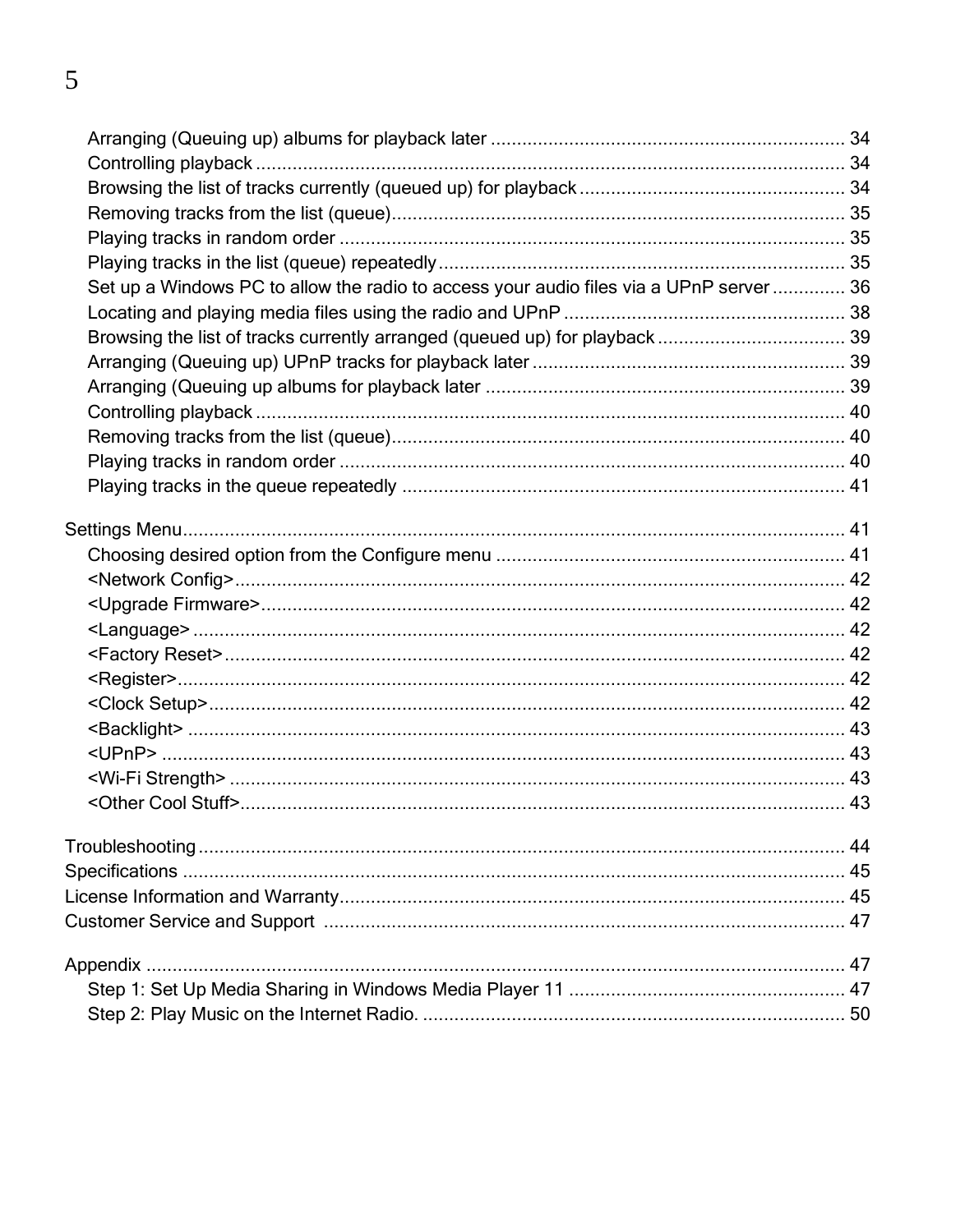Arranging (Queuing up) albums for playback later .................................................................. 34
Controlling playback .................................................................................................................. 34
Browsing the list of tracks currently (queued up) for playback .................................................. 34
Removing tracks from the list (queue)........................................................................................ 35
Playing tracks in random order ................................................................................................. 35
Playing tracks in the list (queue) repeatedly .............................................................................. 35
Set up a Windows PC to allow the radio to access your audio files via a UPnP server ............. 36
Locating and playing media files using the radio and UPnP ..................................................... 38
Browsing the list of tracks currently arranged (queued up) for playback ................................... 39
Arranging (Queuing up) UPnP tracks for playback later ........................................................... 39
Arranging (Queuing up albums for playback later .................................................................... 39
Controlling playback .................................................................................................................. 40
Removing tracks from the list (queue)........................................................................................ 40
Playing tracks in random order ................................................................................................. 40
Playing tracks in the queue repeatedly ..................................................................................... 41

Settings Menu................................................................................................................................ 41
Choosing desired option from the Configure menu .................................................................. 41
<Network Config>...................................................................................................................... 42
<Upgrade Firmware>................................................................................................................. 42
<Language> .............................................................................................................................. 42
<Factory Reset>......................................................................................................................... 42
<Register>.................................................................................................................................. 42
<Clock Setup>............................................................................................................................ 42
<Backlight> ................................................................................................................................ 43
<UPnP> ..................................................................................................................................... 43
<Wi-Fi Strength> ........................................................................................................................ 43
<Other Cool Stuff>..................................................................................................................... 43

Troubleshooting ............................................................................................................................. 44
Specifications ................................................................................................................................. 45
License Information and Warranty................................................................................................. 45
Customer Service and Support .................................................................................................... 47

Appendix ........................................................................................................................................ 47
Step 1: Set Up Media Sharing in Windows Media Player 11 ..................................................... 47
Step 2: Play Music on the Internet Radio. .................................................................................. 50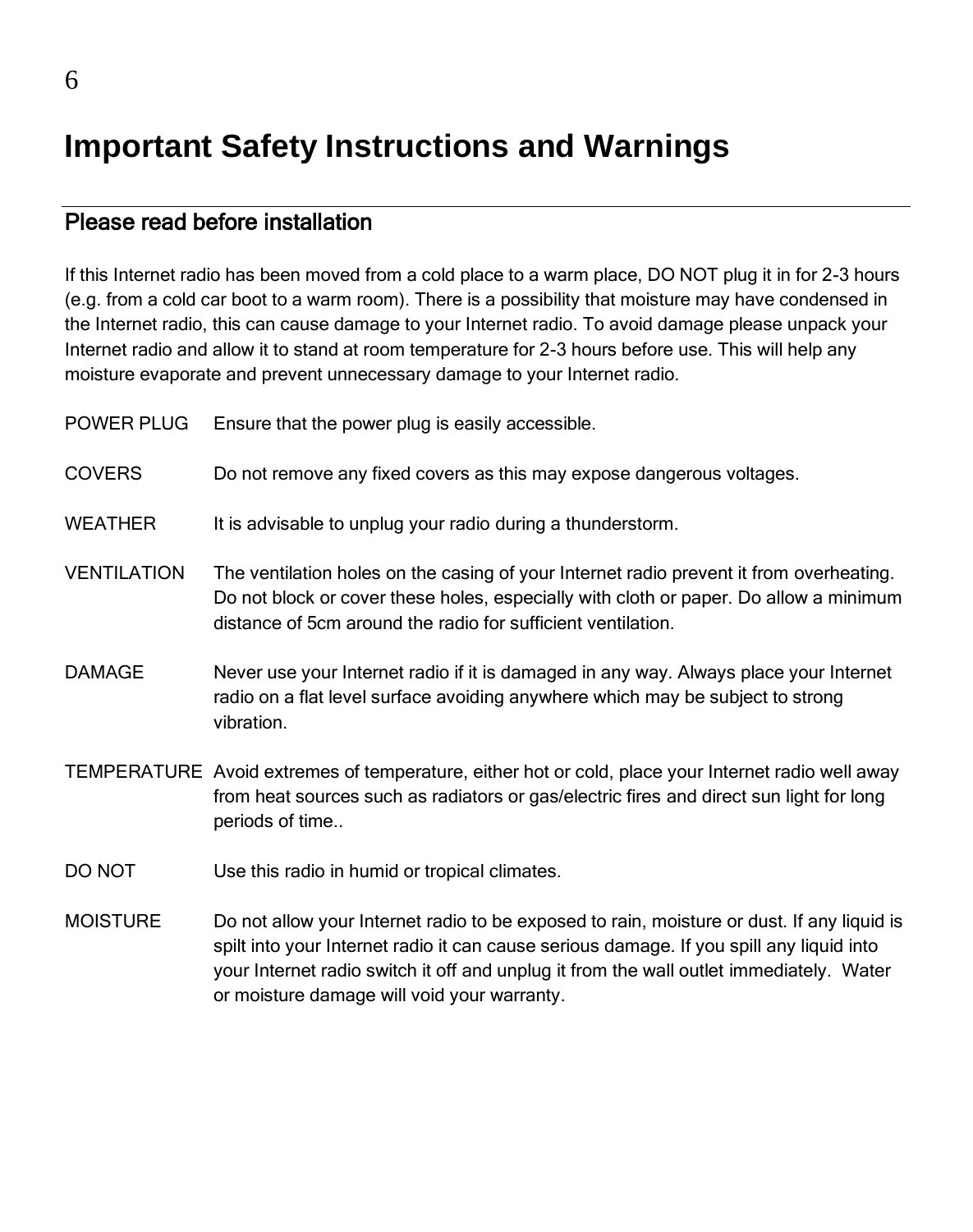# Important Safety Instructions and Warnings

## Please read before installation

If this Internet radio has been moved from a cold place to a warm place, DO NOT plug it in for 2-3 hours (e.g. from a cold car boot to a warm room). There is a possibility that moisture may have condensed in the Internet radio, this can cause damage to your Internet radio. To avoid damage please unpack your Internet radio and allow it to stand at room temperature for 2-3 hours before use. This will help any moisture evaporate and prevent unnecessary damage to your Internet radio.

| | |
|---|---|
| POWER PLUG | Ensure that the power plug is easily accessible. |
| COVERS | Do not remove any fixed covers as this may expose dangerous voltages. |
| WEATHER | It is advisable to unplug your radio during a thunderstorm. |
| VENTILATION | The ventilation holes on the casing of your Internet radio prevent it from overheating. Do not block or cover these holes, especially with cloth or paper. Do allow a minimum distance of 5cm around the radio for sufficient ventilation. |
| DAMAGE | Never use your Internet radio if it is damaged in any way. Always place your Internet radio on a flat level surface avoiding anywhere which may be subject to strong vibration. |
| TEMPERATURE | Avoid extremes of temperature, either hot or cold, place your Internet radio well away from heat sources such as radiators or gas/electric fires and direct sun light for long periods of time.. |
| DO NOT | Use this radio in humid or tropical climates. |
| MOISTURE | Do not allow your Internet radio to be exposed to rain, moisture or dust. If any liquid is spilt into your Internet radio it can cause serious damage. If you spill any liquid into your Internet radio switch it off and unplug it from the wall outlet immediately. Water or moisture damage will void your warranty. |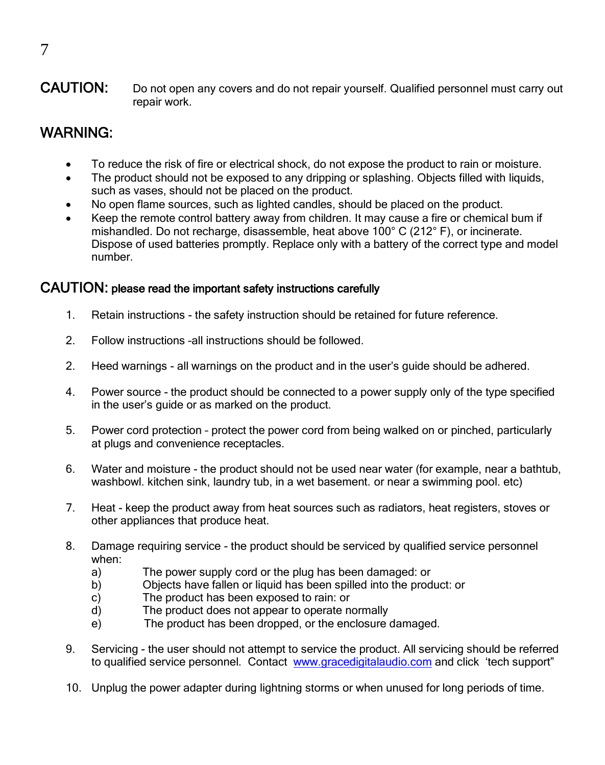**CAUTION:** Do not open any covers and do not repair yourself. Qualified personnel must carry out repair work.

## WARNING:

- To reduce the risk of fire or electrical shock, do not expose the product to rain or moisture.
- The product should not be exposed to any dripping or splashing. Objects filled with liquids, such as vases, should not be placed on the product.
- No open flame sources, such as lighted candles, should be placed on the product.
- Keep the remote control battery away from children. It may cause a fire or chemical bum if mishandled. Do not recharge, disassemble, heat above 100° C (212° F), or incinerate. Dispose of used batteries promptly. Replace only with a battery of the correct type and model number.

## CAUTION: please read the important safety instructions carefully

1. Retain instructions - the safety instruction should be retained for future reference.

2. Follow instructions –all instructions should be followed.

2. Heed warnings - all warnings on the product and in the user's guide should be adhered.

4. Power source - the product should be connected to a power supply only of the type specified in the user's guide or as marked on the product.

5. Power cord protection – protect the power cord from being walked on or pinched, particularly at plugs and convenience receptacles.

6. Water and moisture - the product should not be used near water (for example, near a bathtub, washbowl. kitchen sink, laundry tub, in a wet basement. or near a swimming pool. etc)

7. Heat - keep the product away from heat sources such as radiators, heat registers, stoves or other appliances that produce heat.

8. Damage requiring service - the product should be serviced by qualified service personnel when:
   a) The power supply cord or the plug has been damaged: or
   b) Objects have fallen or liquid has been spilled into the product: or
   c) The product has been exposed to rain: or
   d) The product does not appear to operate normally
   e) The product has been dropped, or the enclosure damaged.

9. Servicing - the user should not attempt to service the product. All servicing should be referred to qualified service personnel. Contact www.gracedigitalaudio.com and click 'tech support"

10. Unplug the power adapter during lightning storms or when unused for long periods of time.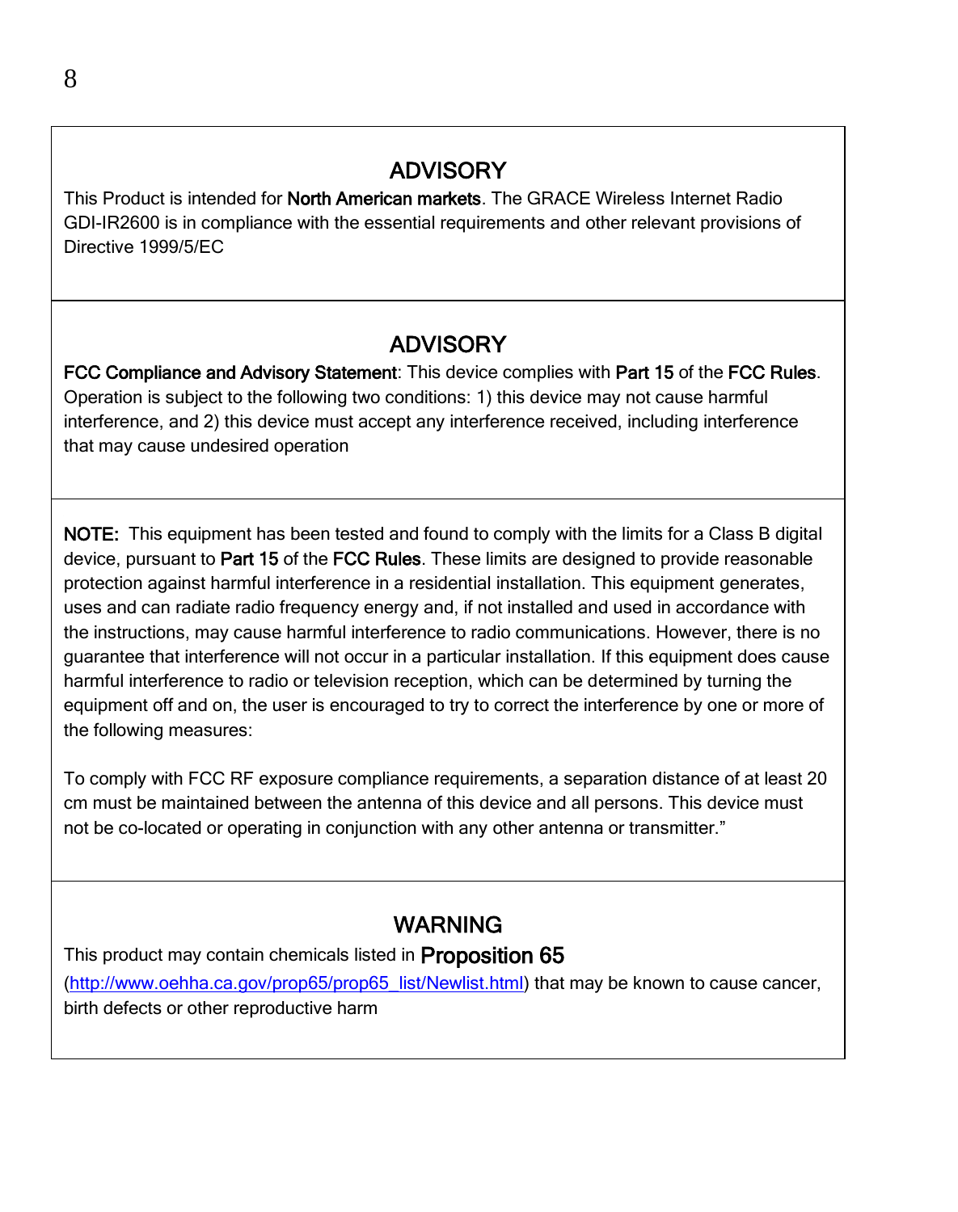## ADVISORY

This Product is intended for **North American markets**. The GRACE Wireless Internet Radio GDI-IR2600 is in compliance with the essential requirements and other relevant provisions of Directive 1999/5/EC

## ADVISORY

**FCC Compliance and Advisory Statement**: This device complies with **Part 15** of the **FCC Rules**. Operation is subject to the following two conditions: 1) this device may not cause harmful interference, and 2) this device must accept any interference received, including interference that may cause undesired operation

**NOTE:** This equipment has been tested and found to comply with the limits for a Class B digital device, pursuant to **Part 15** of the **FCC Rules**. These limits are designed to provide reasonable protection against harmful interference in a residential installation. This equipment generates, uses and can radiate radio frequency energy and, if not installed and used in accordance with the instructions, may cause harmful interference to radio communications. However, there is no guarantee that interference will not occur in a particular installation. If this equipment does cause harmful interference to radio or television reception, which can be determined by turning the equipment off and on, the user is encouraged to try to correct the interference by one or more of the following measures:

To comply with FCC RF exposure compliance requirements, a separation distance of at least 20 cm must be maintained between the antenna of this device and all persons. This device must not be co-located or operating in conjunction with any other antenna or transmitter."

## WARNING

This product may contain chemicals listed in **Proposition 65** (http://www.oehha.ca.gov/prop65/prop65_list/Newlist.html) that may be known to cause cancer, birth defects or other reproductive harm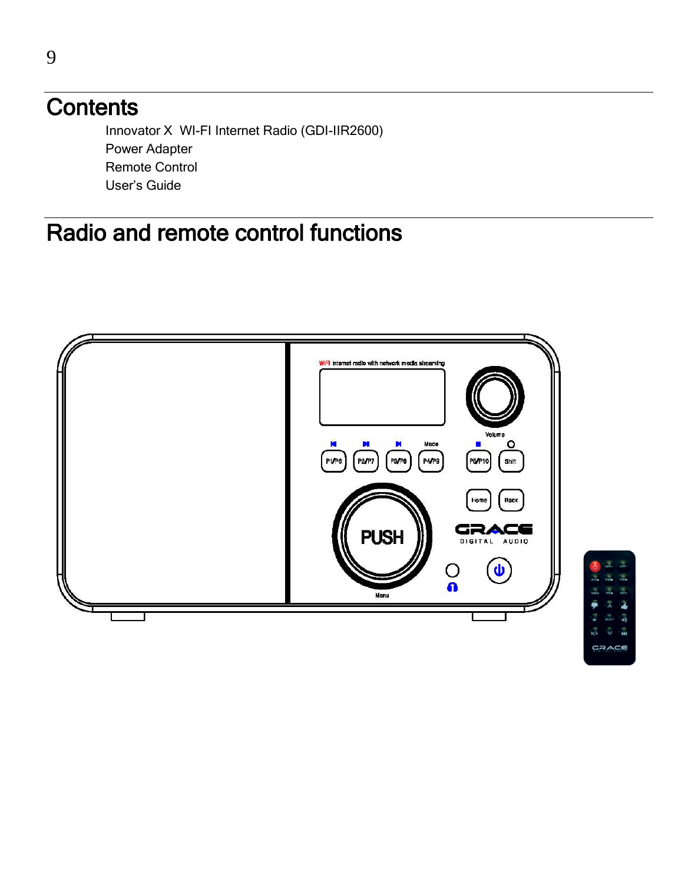# Contents

Innovator X  WI-FI Internet Radio (GDI-IIR2600)
Power Adapter
Remote Control
User's Guide

# Radio and remote control functions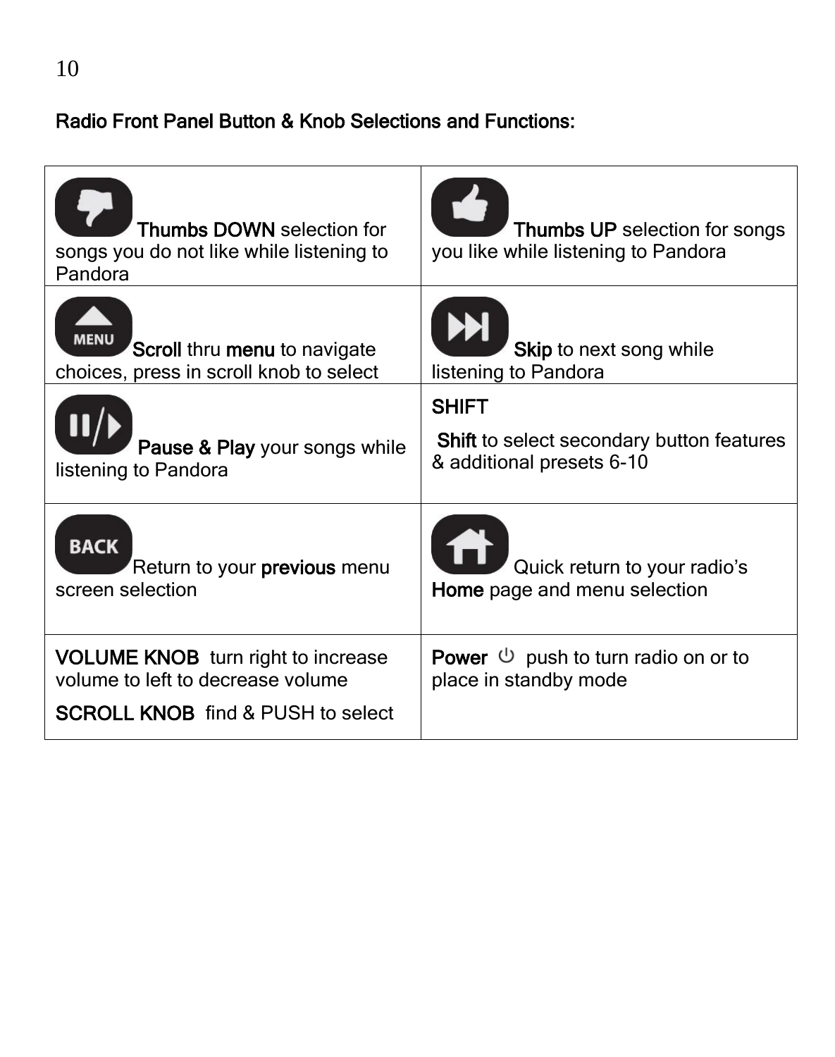## Radio Front Panel Button & Knob Selections and Functions:

| | |
|---|---|
| **Thumbs DOWN** selection for songs you do not like while listening to Pandora | **Thumbs UP** selection for songs you like while listening to Pandora |
| MENU **Scroll** thru **menu** to navigate choices, press in scroll knob to select | **Skip** to next song while listening to Pandora |
| **Pause & Play** your songs while listening to Pandora | **SHIFT** <br> **Shift** to select secondary button features & additional presets 6-10 |
| BACK Return to your **previous** menu screen selection | Quick return to your radio's **Home** page and menu selection |
| **VOLUME KNOB** turn right to increase volume to left to decrease volume <br> **SCROLL KNOB** find & PUSH to select | **Power** ⏻ push to turn radio on or to place in standby mode |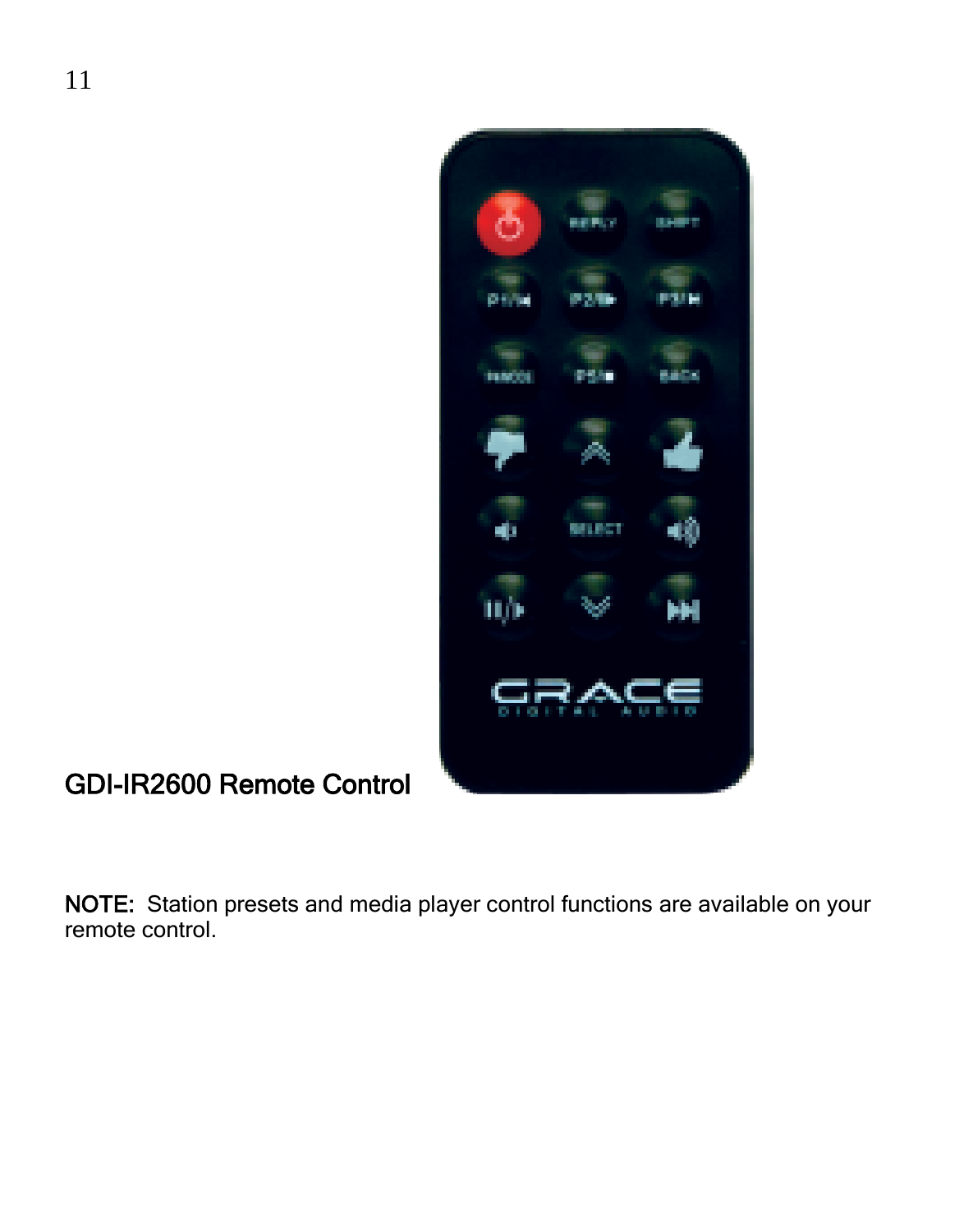GDI-IR2600 Remote Control

**NOTE:** Station presets and media player control functions are available on your remote control.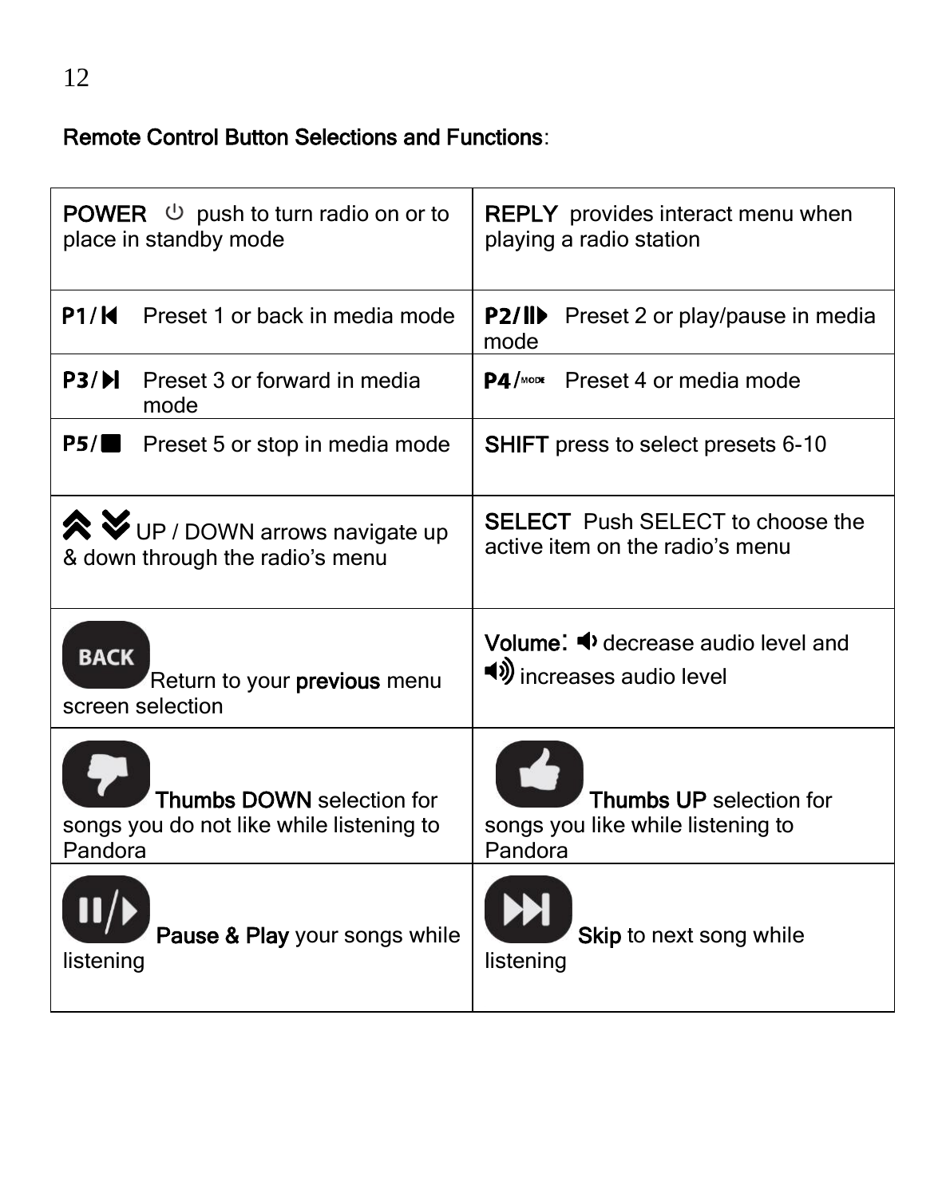**Remote Control Button Selections and Functions**:

| | |
|---|---|
| **POWER** ⏻ push to turn radio on or to place in standby mode | **REPLY** provides interact menu when playing a radio station |
| **P1/⏮** Preset 1 or back in media mode | **P2/⏯** Preset 2 or play/pause in media mode |
| **P3/⏭** Preset 3 or forward in media mode | **P4/MODE** Preset 4 or media mode |
| **P5/■** Preset 5 or stop in media mode | **SHIFT** press to select presets 6-10 |
| UP / DOWN arrows navigate up & down through the radio's menu | **SELECT** Push SELECT to choose the active item on the radio's menu |
| **BACK** Return to your **previous** menu screen selection | **Volume:** decrease audio level and increases audio level |
| **Thumbs DOWN** selection for songs you do not like while listening to Pandora | **Thumbs UP** selection for songs you like while listening to Pandora |
| **Pause & Play** your songs while listening | **Skip** to next song while listening |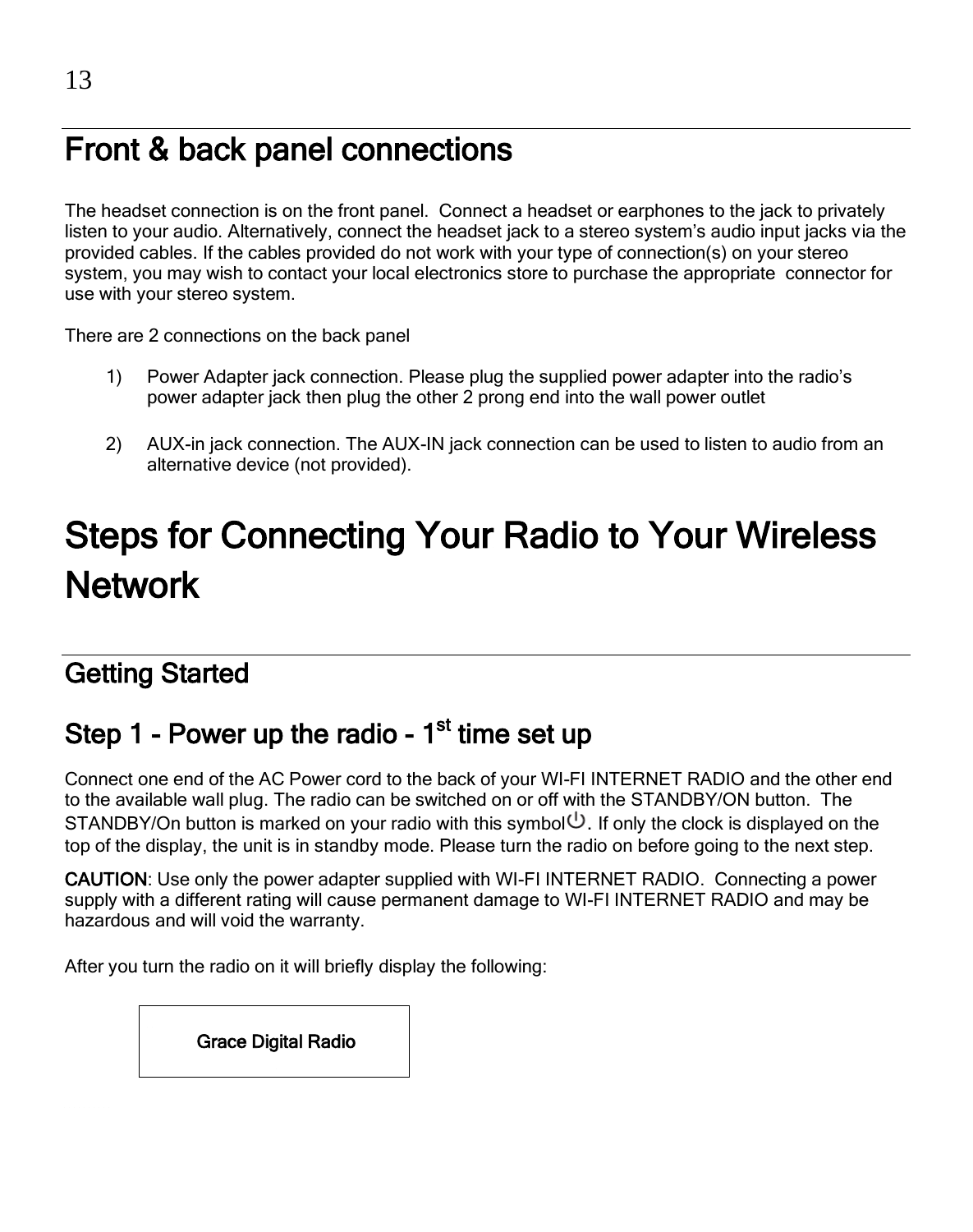## Front & back panel connections

The headset connection is on the front panel. Connect a headset or earphones to the jack to privately listen to your audio. Alternatively, connect the headset jack to a stereo system's audio input jacks via the provided cables. If the cables provided do not work with your type of connection(s) on your stereo system, you may wish to contact your local electronics store to purchase the appropriate connector for use with your stereo system.

There are 2 connections on the back panel

1) Power Adapter jack connection. Please plug the supplied power adapter into the radio's power adapter jack then plug the other 2 prong end into the wall power outlet

2) AUX-in jack connection. The AUX-IN jack connection can be used to listen to audio from an alternative device (not provided).

# Steps for Connecting Your Radio to Your Wireless Network

## Getting Started

### Step 1 - Power up the radio - 1st time set up

Connect one end of the AC Power cord to the back of your WI-FI INTERNET RADIO and the other end to the available wall plug. The radio can be switched on or off with the STANDBY/ON button. The STANDBY/On button is marked on your radio with this symbol ⏻. If only the clock is displayed on the top of the display, the unit is in standby mode. Please turn the radio on before going to the next step.

**CAUTION**: Use only the power adapter supplied with WI-FI INTERNET RADIO. Connecting a power supply with a different rating will cause permanent damage to WI-FI INTERNET RADIO and may be hazardous and will void the warranty.

After you turn the radio on it will briefly display the following:

| Grace Digital Radio |
|---|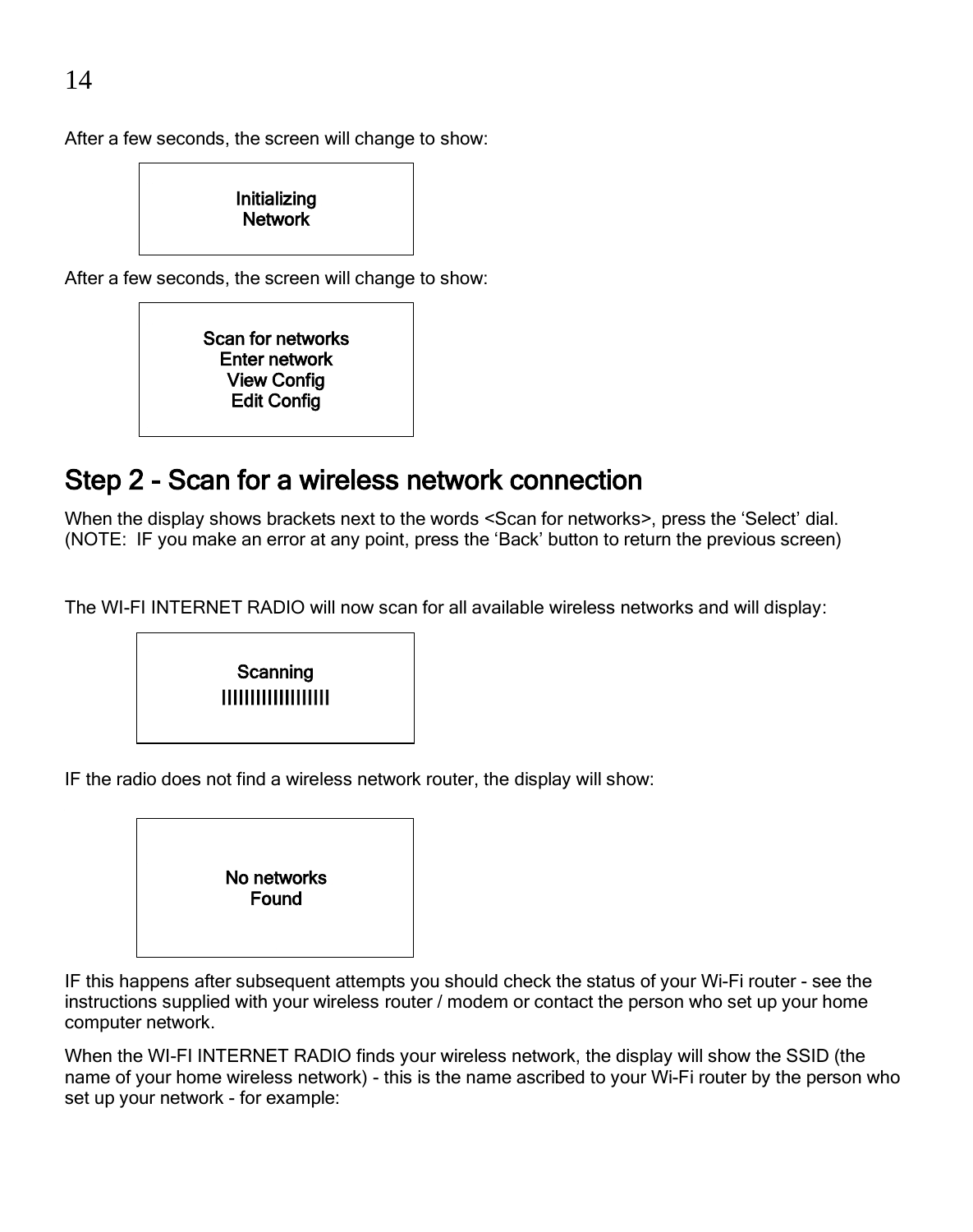After a few seconds, the screen will change to show:

```
Initializing
Network
```

After a few seconds, the screen will change to show:

```
Scan for networks
Enter network
View Config
Edit Config
```

## Step 2 - Scan for a wireless network connection

When the display shows brackets next to the words <Scan for networks>, press the 'Select' dial. (NOTE: IF you make an error at any point, press the 'Back' button to return the previous screen)

The WI-FI INTERNET RADIO will now scan for all available wireless networks and will display:

```
Scanning
||||||||||||||||||
```

IF the radio does not find a wireless network router, the display will show:

```
No networks
Found
```

IF this happens after subsequent attempts you should check the status of your Wi-Fi router - see the instructions supplied with your wireless router / modem or contact the person who set up your home computer network.

When the WI-FI INTERNET RADIO finds your wireless network, the display will show the SSID (the name of your home wireless network) - this is the name ascribed to your Wi-Fi router by the person who set up your network - for example: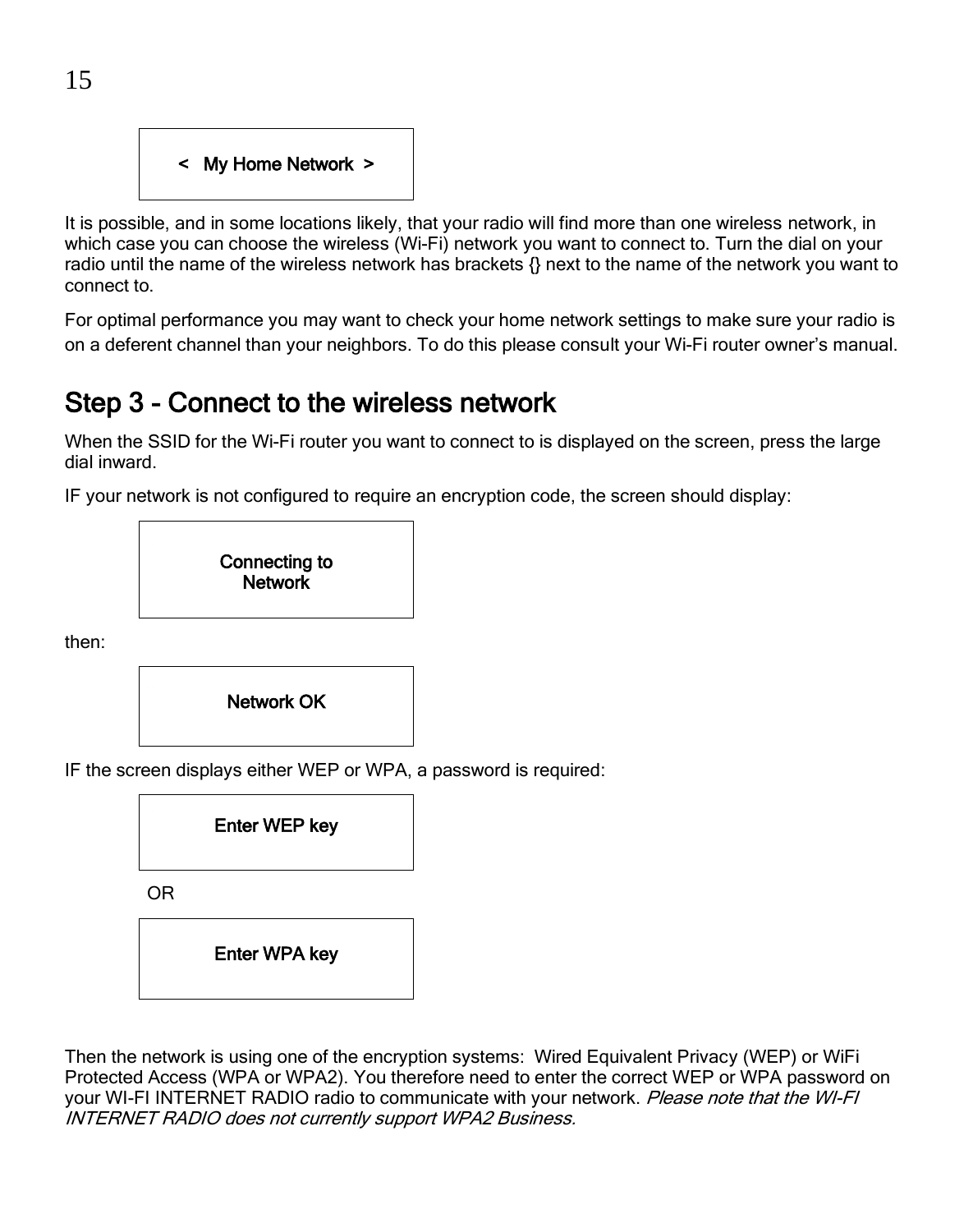< My Home Network >

It is possible, and in some locations likely, that your radio will find more than one wireless network, in which case you can choose the wireless (Wi-Fi) network you want to connect to. Turn the dial on your radio until the name of the wireless network has brackets {} next to the name of the network you want to connect to.

For optimal performance you may want to check your home network settings to make sure your radio is on a deferent channel than your neighbors. To do this please consult your Wi-Fi router owner's manual.

## Step 3 - Connect to the wireless network

When the SSID for the Wi-Fi router you want to connect to is displayed on the screen, press the large dial inward.

IF your network is not configured to require an encryption code, the screen should display:

Connecting to
Network

then:

Network OK

IF the screen displays either WEP or WPA, a password is required:

Enter WEP key

OR

Enter WPA key

Then the network is using one of the encryption systems: Wired Equivalent Privacy (WEP) or WiFi Protected Access (WPA or WPA2). You therefore need to enter the correct WEP or WPA password on your WI-FI INTERNET RADIO radio to communicate with your network. *Please note that the WI-FI INTERNET RADIO does not currently support WPA2 Business.*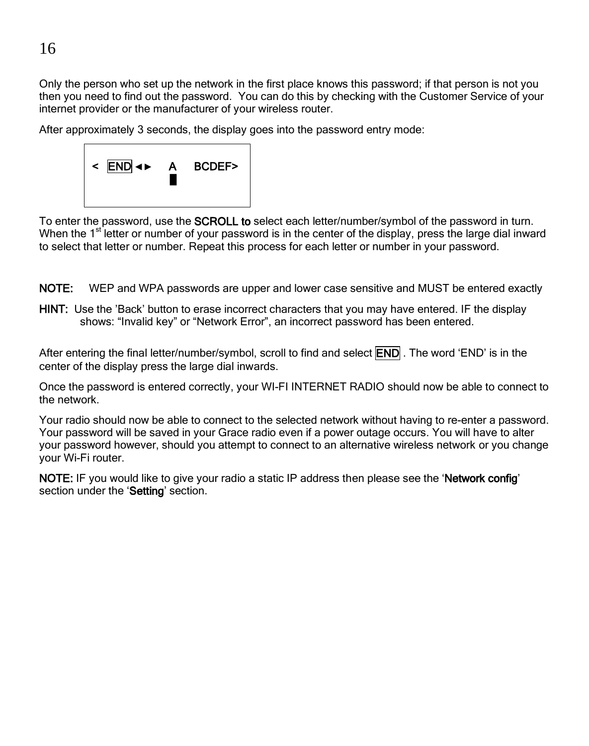Only the person who set up the network in the first place knows this password; if that person is not you then you need to find out the password. You can do this by checking with the Customer Service of your internet provider or the manufacturer of your wireless router.

After approximately 3 seconds, the display goes into the password entry mode:

```
<  END ◄►    A    BCDEF>
             █
```

To enter the password, use the **SCROLL to** select each letter/number/symbol of the password in turn. When the 1st letter or number of your password is in the center of the display, press the large dial inward to select that letter or number. Repeat this process for each letter or number in your password.

**NOTE:** WEP and WPA passwords are upper and lower case sensitive and MUST be entered exactly

**HINT:** Use the 'Back' button to erase incorrect characters that you may have entered. IF the display shows: "Invalid key" or "Network Error", an incorrect password has been entered.

After entering the final letter/number/symbol, scroll to find and select END . The word 'END' is in the center of the display press the large dial inwards.

Once the password is entered correctly, your WI-FI INTERNET RADIO should now be able to connect to the network.

Your radio should now be able to connect to the selected network without having to re-enter a password. Your password will be saved in your Grace radio even if a power outage occurs. You will have to alter your password however, should you attempt to connect to an alternative wireless network or you change your Wi-Fi router.

**NOTE:** IF you would like to give your radio a static IP address then please see the '**Network config**' section under the '**Setting**' section.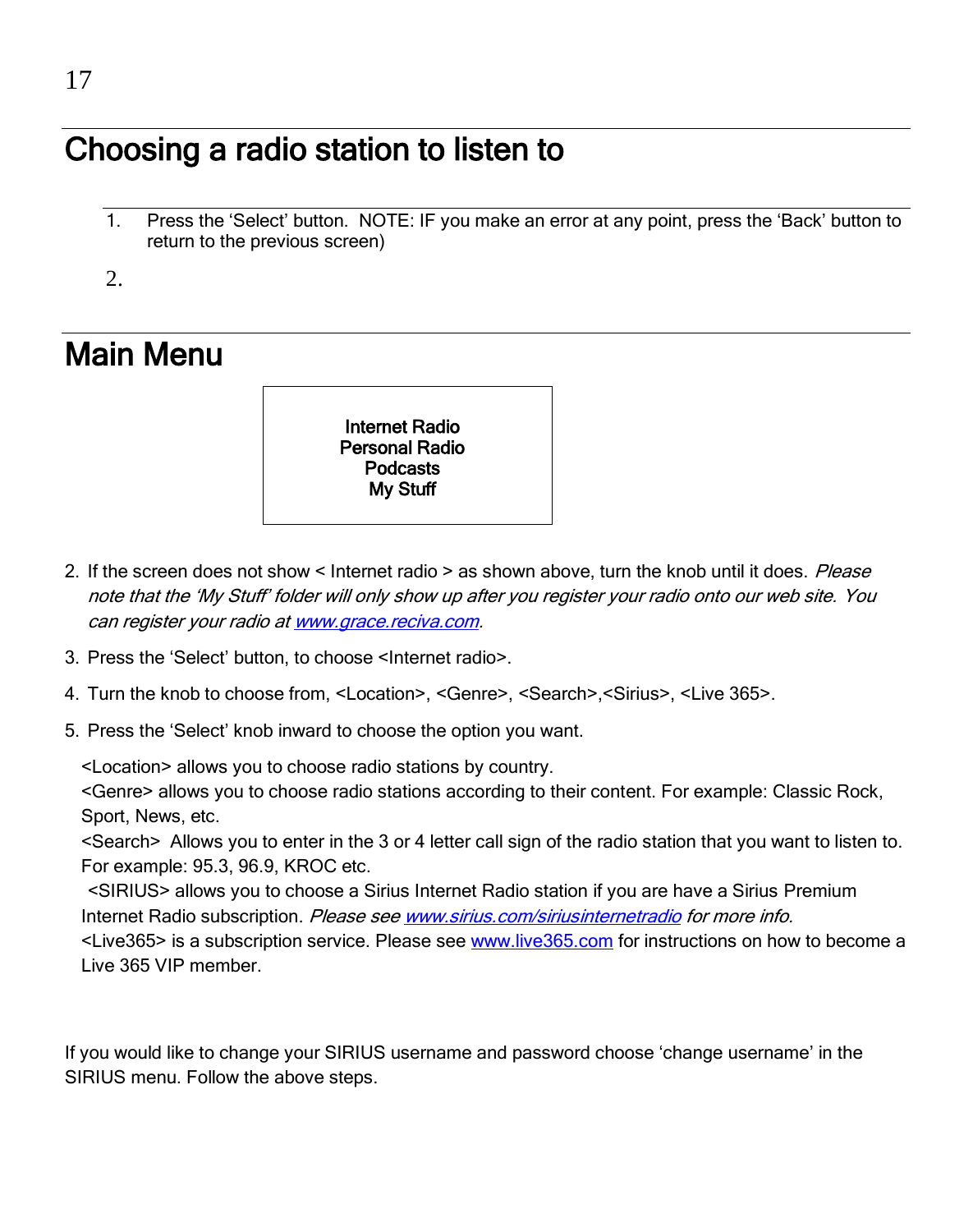# Choosing a radio station to listen to

1. Press the 'Select' button. NOTE: IF you make an error at any point, press the 'Back' button to return to the previous screen)

2.

# Main Menu

| Internet Radio<br>Personal Radio<br>Podcasts<br>My Stuff |
|---|

2. If the screen does not show < Internet radio > as shown above, turn the knob until it does. *Please note that the 'My Stuff' folder will only show up after you register your radio onto our web site. You can register your radio at www.grace.reciva.com.*

3. Press the 'Select' button, to choose <Internet radio>.

4. Turn the knob to choose from, <Location>, <Genre>, <Search>,<Sirius>, <Live 365>.

5. Press the 'Select' knob inward to choose the option you want.

<Location> allows you to choose radio stations by country.
<Genre> allows you to choose radio stations according to their content. For example: Classic Rock, Sport, News, etc.
<Search> Allows you to enter in the 3 or 4 letter call sign of the radio station that you want to listen to. For example: 95.3, 96.9, KROC etc.
<SIRIUS> allows you to choose a Sirius Internet Radio station if you are have a Sirius Premium Internet Radio subscription. *Please see www.sirius.com/siriusinternetradio for more info.*
<Live365> is a subscription service. Please see www.live365.com for instructions on how to become a Live 365 VIP member.

If you would like to change your SIRIUS username and password choose 'change username' in the SIRIUS menu. Follow the above steps.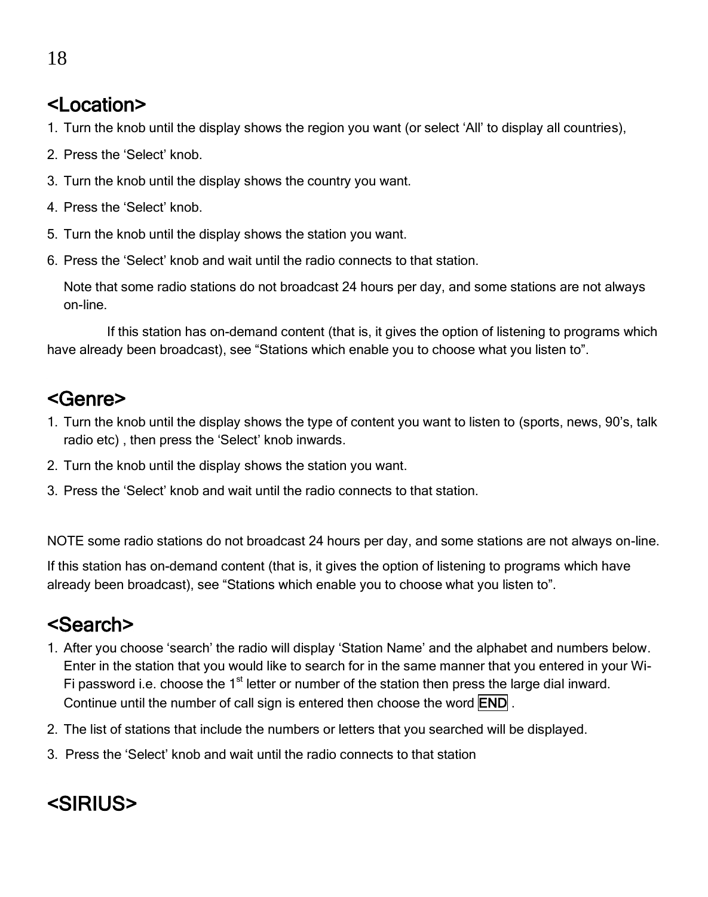## <Location>

1. Turn the knob until the display shows the region you want (or select 'All' to display all countries),
2. Press the 'Select' knob.
3. Turn the knob until the display shows the country you want.
4. Press the 'Select' knob.
5. Turn the knob until the display shows the station you want.
6. Press the 'Select' knob and wait until the radio connects to that station.

   Note that some radio stations do not broadcast 24 hours per day, and some stations are not always on-line.

If this station has on-demand content (that is, it gives the option of listening to programs which have already been broadcast), see "Stations which enable you to choose what you listen to".

## <Genre>

1. Turn the knob until the display shows the type of content you want to listen to (sports, news, 90's, talk radio etc) , then press the 'Select' knob inwards.
2. Turn the knob until the display shows the station you want.
3. Press the 'Select' knob and wait until the radio connects to that station.

NOTE some radio stations do not broadcast 24 hours per day, and some stations are not always on-line.

If this station has on-demand content (that is, it gives the option of listening to programs which have already been broadcast), see "Stations which enable you to choose what you listen to".

## <Search>

1. After you choose 'search' the radio will display 'Station Name' and the alphabet and numbers below. Enter in the station that you would like to search for in the same manner that you entered in your Wi-Fi password i.e. choose the 1st letter or number of the station then press the large dial inward. Continue until the number of call sign is entered then choose the word END .
2. The list of stations that include the numbers or letters that you searched will be displayed.
3. Press the 'Select' knob and wait until the radio connects to that station

## <SIRIUS>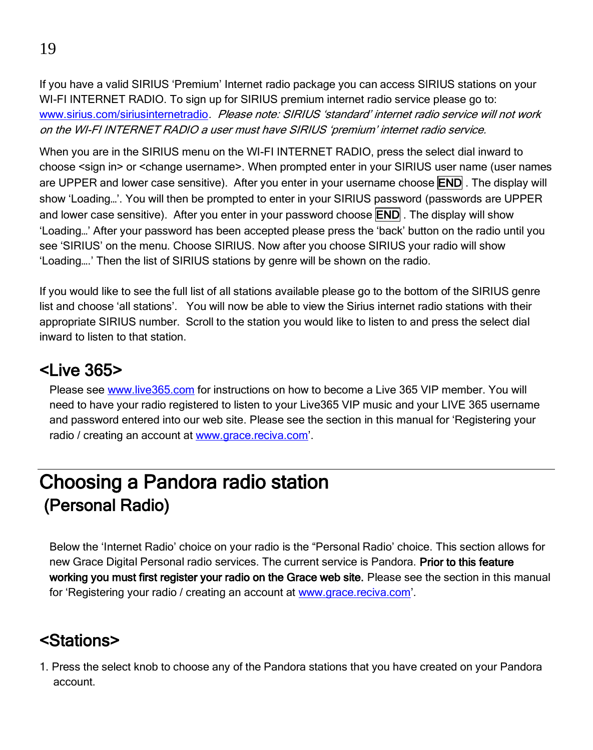If you have a valid SIRIUS 'Premium' Internet radio package you can access SIRIUS stations on your WI-FI INTERNET RADIO. To sign up for SIRIUS premium internet radio service please go to: www.sirius.com/siriusinternetradio. *Please note: SIRIUS 'standard' internet radio service will not work on the WI-FI INTERNET RADIO a user must have SIRIUS 'premium' internet radio service.*

When you are in the SIRIUS menu on the WI-FI INTERNET RADIO, press the select dial inward to choose <sign in> or <change username>. When prompted enter in your SIRIUS user name (user names are UPPER and lower case sensitive). After you enter in your username choose END . The display will show 'Loading…'. You will then be prompted to enter in your SIRIUS password (passwords are UPPER and lower case sensitive). After you enter in your password choose END . The display will show 'Loading…' After your password has been accepted please press the 'back' button on the radio until you see 'SIRIUS' on the menu. Choose SIRIUS. Now after you choose SIRIUS your radio will show 'Loading….' Then the list of SIRIUS stations by genre will be shown on the radio.

If you would like to see the full list of all stations available please go to the bottom of the SIRIUS genre list and choose 'all stations'. You will now be able to view the Sirius internet radio stations with their appropriate SIRIUS number. Scroll to the station you would like to listen to and press the select dial inward to listen to that station.

## <Live 365>

Please see www.live365.com for instructions on how to become a Live 365 VIP member. You will need to have your radio registered to listen to your Live365 VIP music and your LIVE 365 username and password entered into our web site. Please see the section in this manual for 'Registering your radio / creating an account at www.grace.reciva.com'.

# Choosing a Pandora radio station (Personal Radio)

Below the 'Internet Radio' choice on your radio is the "Personal Radio' choice. This section allows for new Grace Digital Personal radio services. The current service is Pandora. **Prior to this feature working you must first register your radio on the Grace web site.** Please see the section in this manual for 'Registering your radio / creating an account at www.grace.reciva.com'.

## <Stations>

1. Press the select knob to choose any of the Pandora stations that you have created on your Pandora account.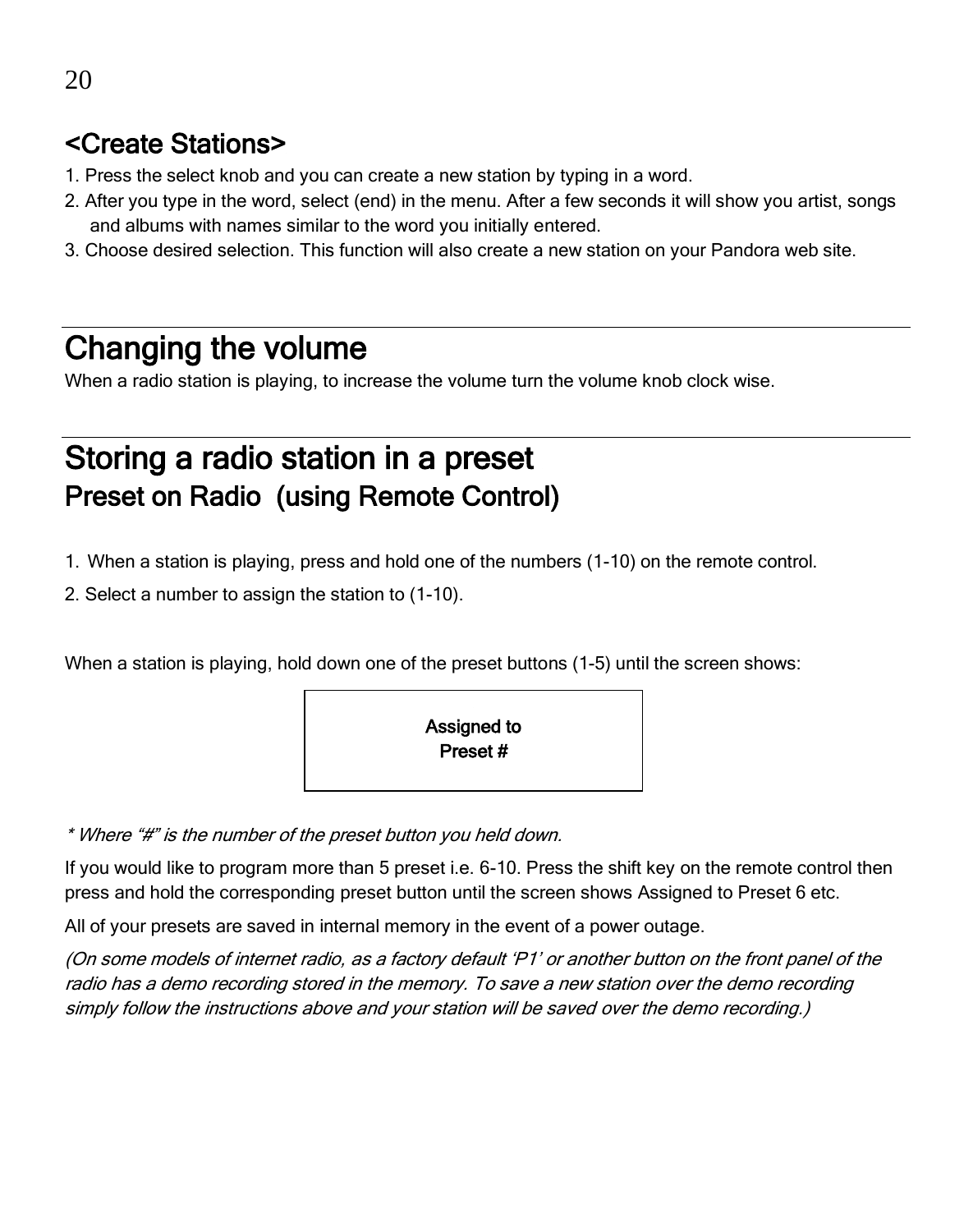## <Create Stations>

1. Press the select knob and you can create a new station by typing in a word.
2. After you type in the word, select (end) in the menu. After a few seconds it will show you artist, songs and albums with names similar to the word you initially entered.
3. Choose desired selection. This function will also create a new station on your Pandora web site.

# Changing the volume

When a radio station is playing, to increase the volume turn the volume knob clock wise.

# Storing a radio station in a preset

## Preset on Radio (using Remote Control)

1. When a station is playing, press and hold one of the numbers (1-10) on the remote control.
2. Select a number to assign the station to (1-10).

When a station is playing, hold down one of the preset buttons (1-5) until the screen shows:

| Assigned to<br>Preset # |
|---|

*\* Where "#" is the number of the preset button you held down.*

If you would like to program more than 5 preset i.e. 6-10. Press the shift key on the remote control then press and hold the corresponding preset button until the screen shows Assigned to Preset 6 etc.

All of your presets are saved in internal memory in the event of a power outage.

*(On some models of internet radio, as a factory default 'P1' or another button on the front panel of the radio has a demo recording stored in the memory. To save a new station over the demo recording simply follow the instructions above and your station will be saved over the demo recording.)*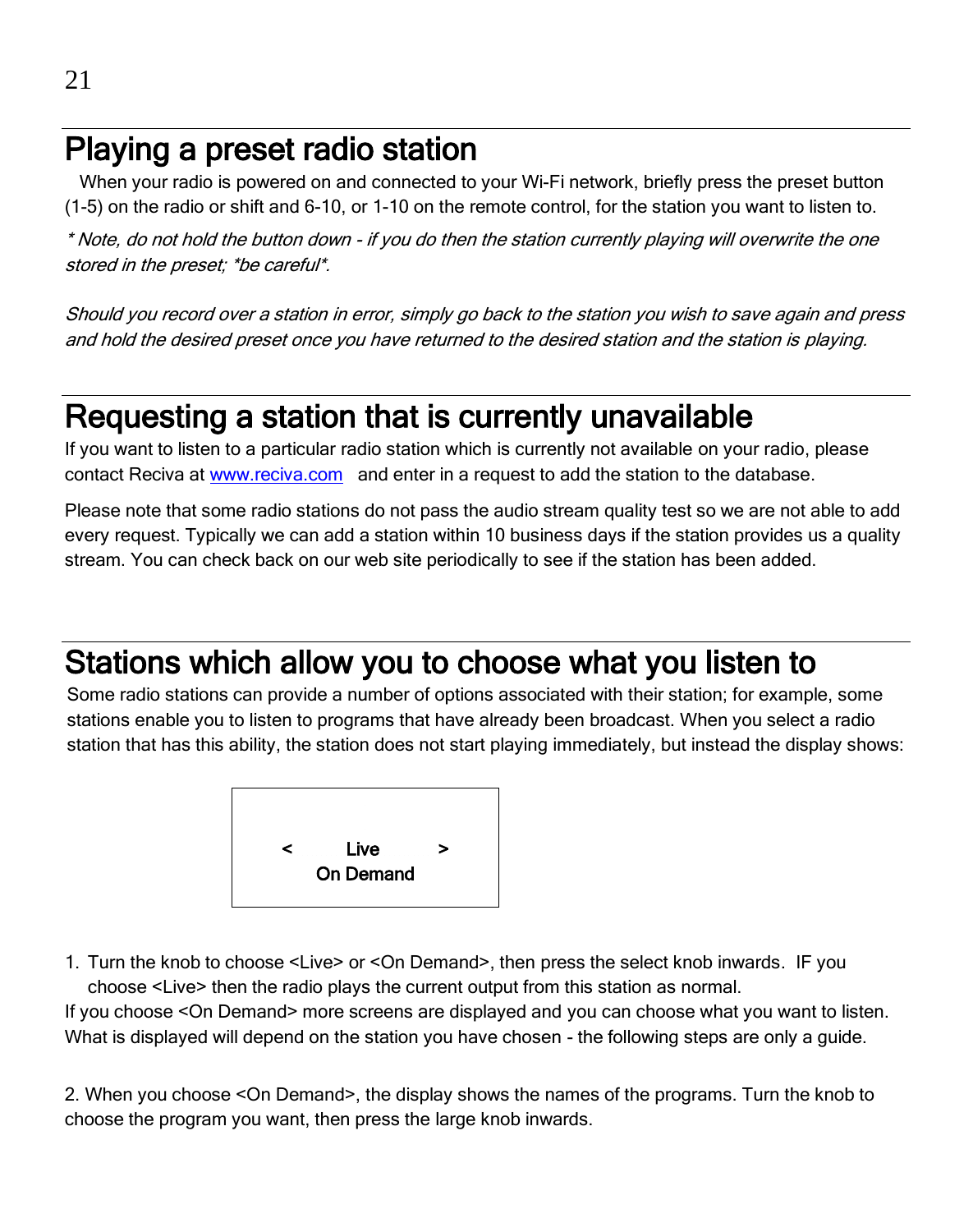# Playing a preset radio station

When your radio is powered on and connected to your Wi-Fi network, briefly press the preset button (1-5) on the radio or shift and 6-10, or 1-10 on the remote control, for the station you want to listen to.

*\* Note, do not hold the button down - if you do then the station currently playing will overwrite the one stored in the preset; \*be careful\*.*

*Should you record over a station in error, simply go back to the station you wish to save again and press and hold the desired preset once you have returned to the desired station and the station is playing.*

# Requesting a station that is currently unavailable

If you want to listen to a particular radio station which is currently not available on your radio, please contact Reciva at [www.reciva.com](http://www.reciva.com) and enter in a request to add the station to the database.

Please note that some radio stations do not pass the audio stream quality test so we are not able to add every request. Typically we can add a station within 10 business days if the station provides us a quality stream. You can check back on our web site periodically to see if the station has been added.

# Stations which allow you to choose what you listen to

Some radio stations can provide a number of options associated with their station; for example, some stations enable you to listen to programs that have already been broadcast. When you select a radio station that has this ability, the station does not start playing immediately, but instead the display shows:

```
<     Live     >
   On Demand
```

1. Turn the knob to choose <Live> or <On Demand>, then press the select knob inwards. IF you choose <Live> then the radio plays the current output from this station as normal.

If you choose <On Demand> more screens are displayed and you can choose what you want to listen. What is displayed will depend on the station you have chosen - the following steps are only a guide.

2. When you choose <On Demand>, the display shows the names of the programs. Turn the knob to choose the program you want, then press the large knob inwards.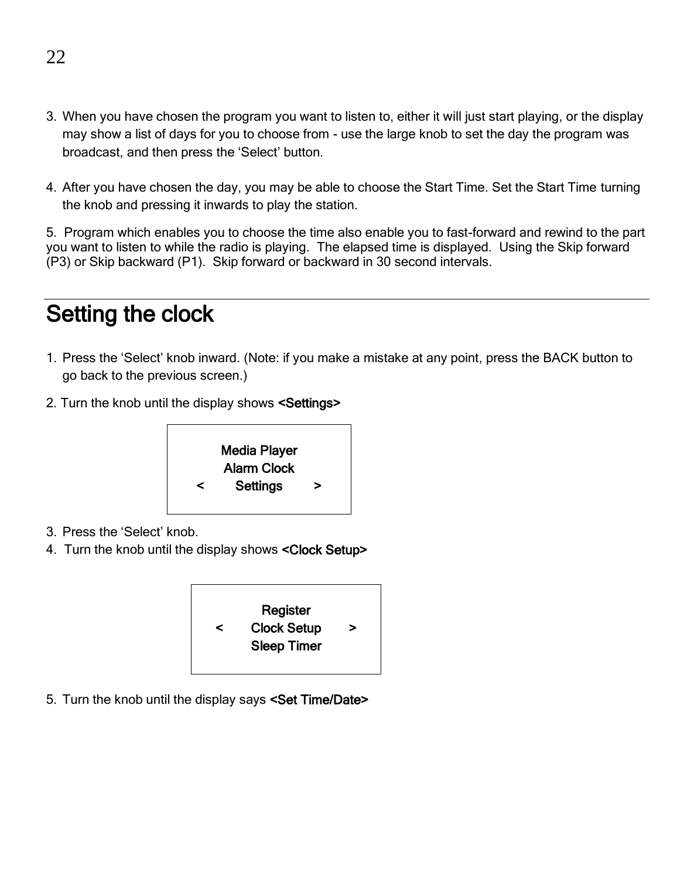3. When you have chosen the program you want to listen to, either it will just start playing, or the display may show a list of days for you to choose from - use the large knob to set the day the program was broadcast, and then press the 'Select' button.

4. After you have chosen the day, you may be able to choose the Start Time. Set the Start Time turning the knob and pressing it inwards to play the station.

5. Program which enables you to choose the time also enable you to fast-forward and rewind to the part you want to listen to while the radio is playing. The elapsed time is displayed. Using the Skip forward (P3) or Skip backward (P1). Skip forward or backward in 30 second intervals.

## Setting the clock

1. Press the 'Select' knob inward. (Note: if you make a mistake at any point, press the BACK button to go back to the previous screen.)

2. Turn the knob until the display shows **<Settings>**

```
   Media Player
   Alarm Clock
<    Settings    >
```

3. Press the 'Select' knob.
4. Turn the knob until the display shows **<Clock Setup>**

```
     Register
<  Clock Setup  >
    Sleep Timer
```

5. Turn the knob until the display says **<Set Time/Date>**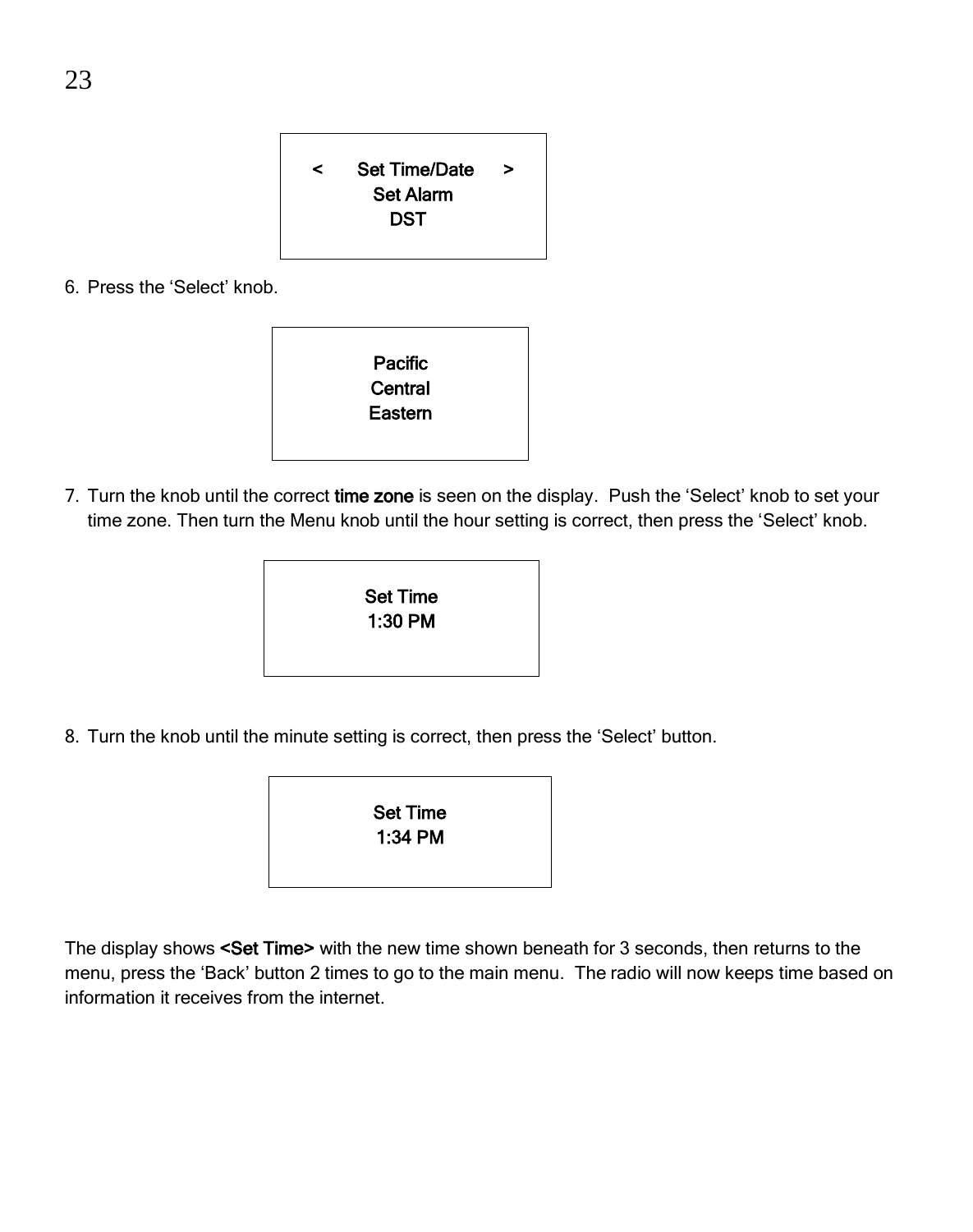```
<      Set Time/Date      >
        Set Alarm
          DST
```

6. Press the 'Select' knob.

```
Pacific
Central
Eastern
```

7. Turn the knob until the correct **time zone** is seen on the display. Push the 'Select' knob to set your time zone. Then turn the Menu knob until the hour setting is correct, then press the 'Select' knob.

```
Set Time
1:30 PM
```

8. Turn the knob until the minute setting is correct, then press the 'Select' button.

```
Set Time
1:34 PM
```

The display shows **<Set Time>** with the new time shown beneath for 3 seconds, then returns to the menu, press the 'Back' button 2 times to go to the main menu. The radio will now keeps time based on information it receives from the internet.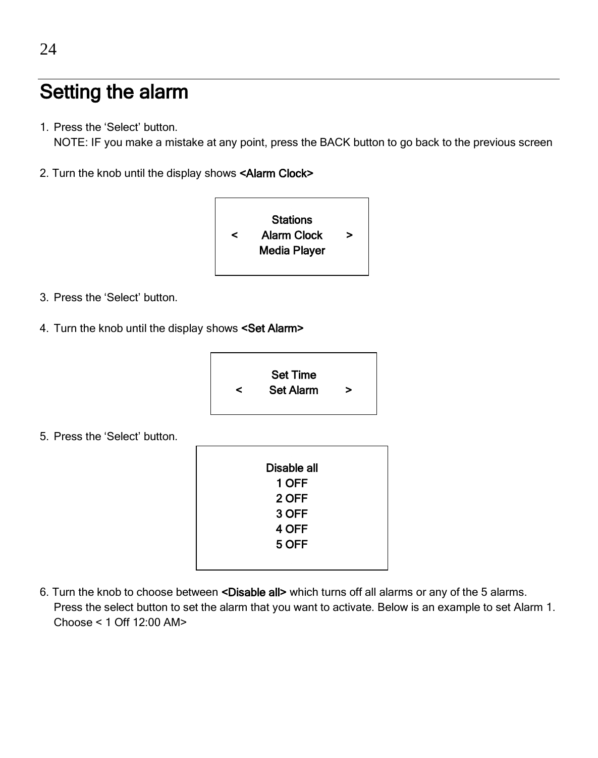## Setting the alarm

1. Press the 'Select' button.
   NOTE: IF you make a mistake at any point, press the BACK button to go back to the previous screen

2. Turn the knob until the display shows **<Alarm Clock>**

```
        Stations
<     Alarm Clock     >
      Media Player
```

3. Press the 'Select' button.

4. Turn the knob until the display shows **<Set Alarm>**

```
        Set Time
<      Set Alarm      >
```

5. Press the 'Select' button.

```
Disable all
1 OFF
2 OFF
3 OFF
4 OFF
5 OFF
```

6. Turn the knob to choose between **<Disable all>** which turns off all alarms or any of the 5 alarms.
   Press the select button to set the alarm that you want to activate. Below is an example to set Alarm 1.
   Choose < 1 Off 12:00 AM>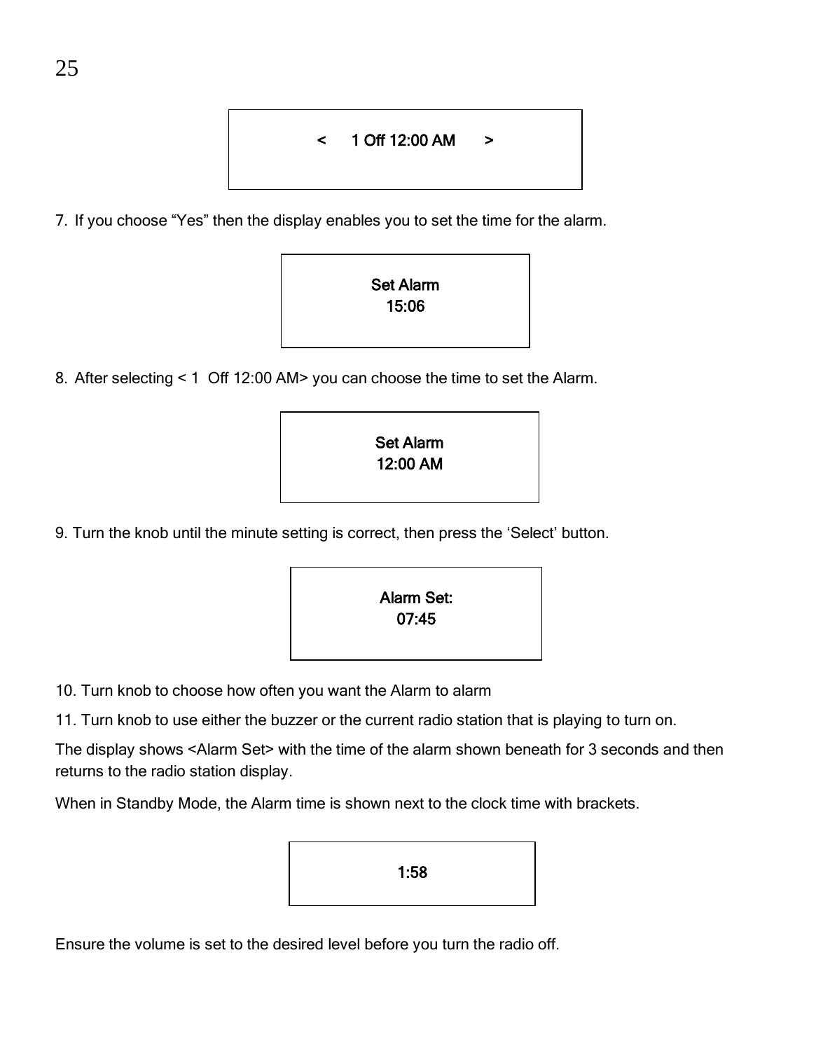```
<     1 Off 12:00 AM     >
```

7. If you choose "Yes" then the display enables you to set the time for the alarm.

```
Set Alarm
15:06
```

8. After selecting < 1 Off 12:00 AM> you can choose the time to set the Alarm.

```
Set Alarm
12:00 AM
```

9. Turn the knob until the minute setting is correct, then press the 'Select' button.

```
Alarm Set:
07:45
```

10. Turn knob to choose how often you want the Alarm to alarm

11. Turn knob to use either the buzzer or the current radio station that is playing to turn on.

The display shows <Alarm Set> with the time of the alarm shown beneath for 3 seconds and then returns to the radio station display.

When in Standby Mode, the Alarm time is shown next to the clock time with brackets.

```
1:58
```

Ensure the volume is set to the desired level before you turn the radio off.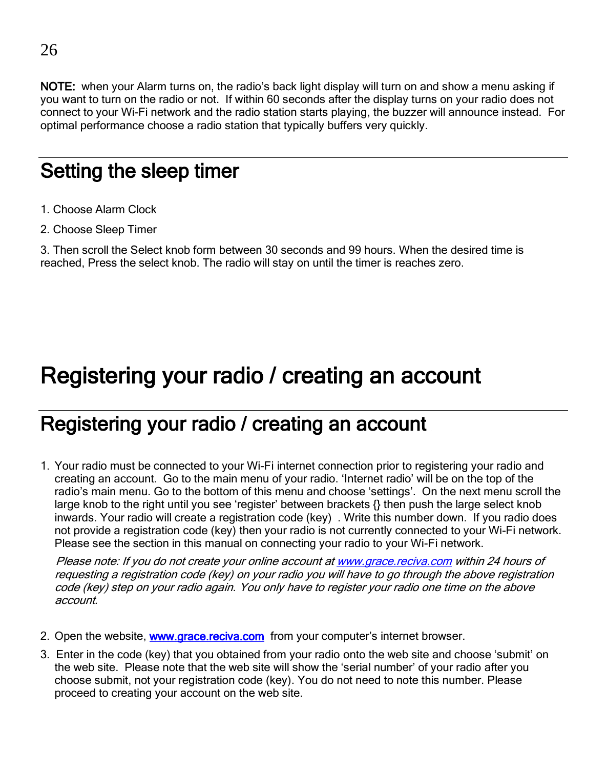**NOTE:** when your Alarm turns on, the radio's back light display will turn on and show a menu asking if you want to turn on the radio or not. If within 60 seconds after the display turns on your radio does not connect to your Wi-Fi network and the radio station starts playing, the buzzer will announce instead. For optimal performance choose a radio station that typically buffers very quickly.

## Setting the sleep timer

1. Choose Alarm Clock
2. Choose Sleep Timer
3. Then scroll the Select knob form between 30 seconds and 99 hours. When the desired time is reached, Press the select knob. The radio will stay on until the timer is reaches zero.

# Registering your radio / creating an account

## Registering your radio / creating an account

1. Your radio must be connected to your Wi-Fi internet connection prior to registering your radio and creating an account. Go to the main menu of your radio. 'Internet radio' will be on the top of the radio's main menu. Go to the bottom of this menu and choose 'settings'. On the next menu scroll the large knob to the right until you see 'register' between brackets {} then push the large select knob inwards. Your radio will create a registration code (key) . Write this number down. If you radio does not provide a registration code (key) then your radio is not currently connected to your Wi-Fi network. Please see the section in this manual on connecting your radio to your Wi-Fi network.

   *Please note: If you do not create your online account at [www.grace.reciva.com](http://www.grace.reciva.com) within 24 hours of requesting a registration code (key) on your radio you will have to go through the above registration code (key) step on your radio again. You only have to register your radio one time on the above account.*

2. Open the website, **[www.grace.reciva.com](http://www.grace.reciva.com)** from your computer's internet browser.
3. Enter in the code (key) that you obtained from your radio onto the web site and choose 'submit' on the web site. Please note that the web site will show the 'serial number' of your radio after you choose submit, not your registration code (key). You do not need to note this number. Please proceed to creating your account on the web site.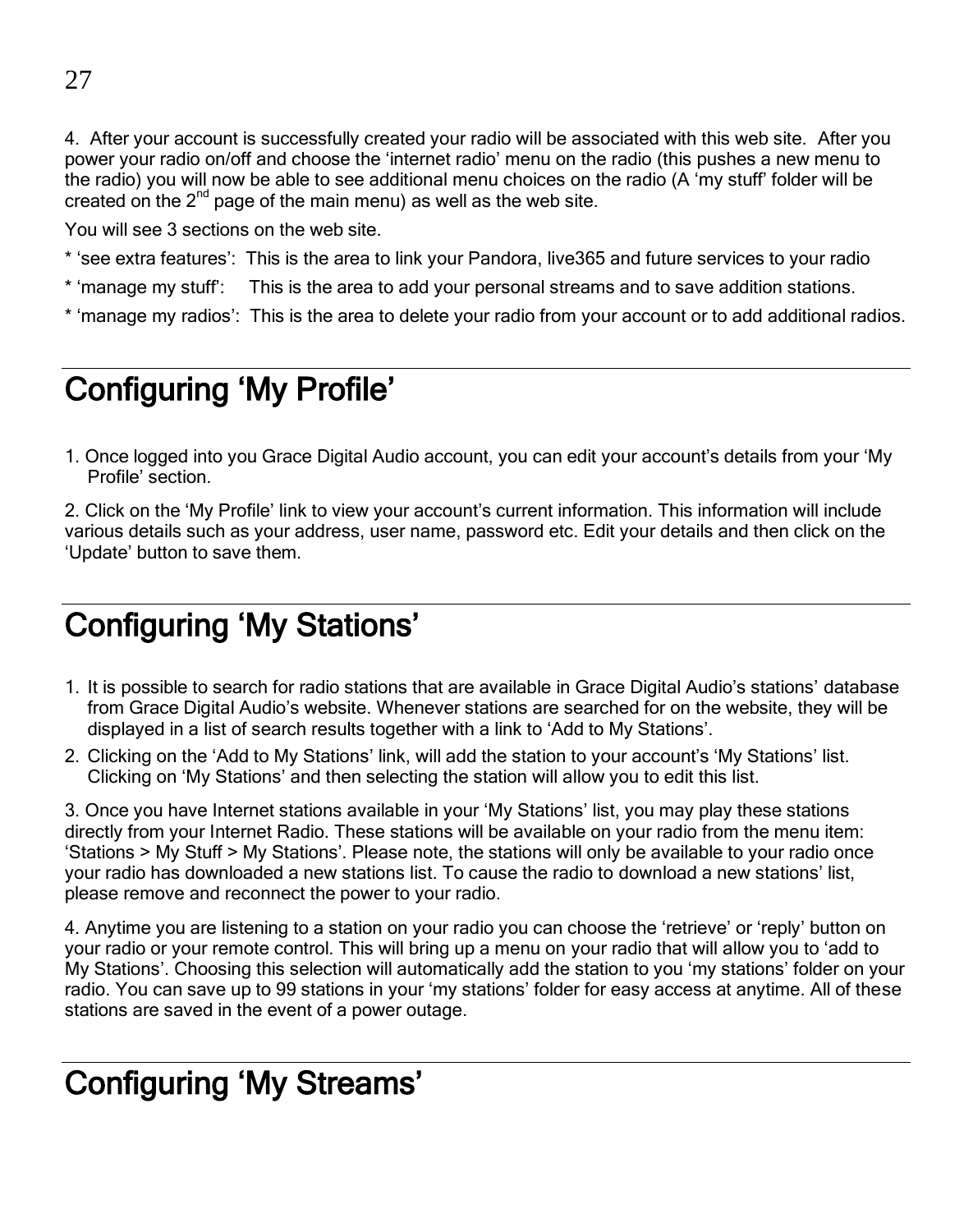4. After your account is successfully created your radio will be associated with this web site. After you power your radio on/off and choose the 'internet radio' menu on the radio (this pushes a new menu to the radio) you will now be able to see additional menu choices on the radio (A 'my stuff' folder will be created on the 2nd page of the main menu) as well as the web site.

You will see 3 sections on the web site.

* 'see extra features': This is the area to link your Pandora, live365 and future services to your radio

* 'manage my stuff': This is the area to add your personal streams and to save addition stations.

* 'manage my radios': This is the area to delete your radio from your account or to add additional radios.

## Configuring 'My Profile'

1. Once logged into you Grace Digital Audio account, you can edit your account's details from your 'My Profile' section.

2. Click on the 'My Profile' link to view your account's current information. This information will include various details such as your address, user name, password etc. Edit your details and then click on the 'Update' button to save them.

## Configuring 'My Stations'

1. It is possible to search for radio stations that are available in Grace Digital Audio's stations' database from Grace Digital Audio's website. Whenever stations are searched for on the website, they will be displayed in a list of search results together with a link to 'Add to My Stations'.
2. Clicking on the 'Add to My Stations' link, will add the station to your account's 'My Stations' list. Clicking on 'My Stations' and then selecting the station will allow you to edit this list.

3. Once you have Internet stations available in your 'My Stations' list, you may play these stations directly from your Internet Radio. These stations will be available on your radio from the menu item: 'Stations > My Stuff > My Stations'. Please note, the stations will only be available to your radio once your radio has downloaded a new stations list. To cause the radio to download a new stations' list, please remove and reconnect the power to your radio.

4. Anytime you are listening to a station on your radio you can choose the 'retrieve' or 'reply' button on your radio or your remote control. This will bring up a menu on your radio that will allow you to 'add to My Stations'. Choosing this selection will automatically add the station to you 'my stations' folder on your radio. You can save up to 99 stations in your 'my stations' folder for easy access at anytime. All of these stations are saved in the event of a power outage.

## Configuring 'My Streams'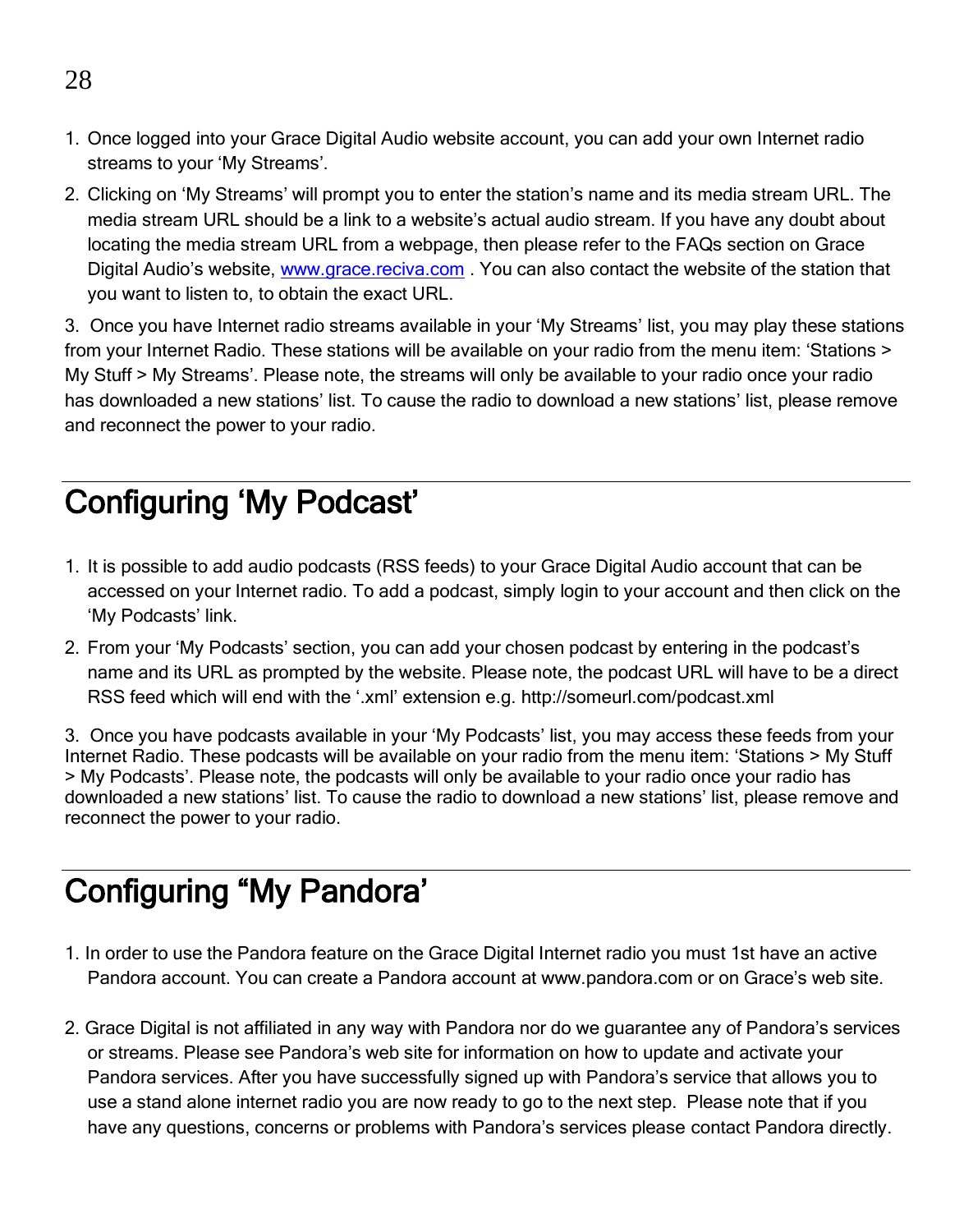1. Once logged into your Grace Digital Audio website account, you can add your own Internet radio streams to your 'My Streams'.
2. Clicking on 'My Streams' will prompt you to enter the station's name and its media stream URL. The media stream URL should be a link to a website's actual audio stream. If you have any doubt about locating the media stream URL from a webpage, then please refer to the FAQs section on Grace Digital Audio's website, [www.grace.reciva.com](http://www.grace.reciva.com) . You can also contact the website of the station that you want to listen to, to obtain the exact URL.

3. Once you have Internet radio streams available in your 'My Streams' list, you may play these stations from your Internet Radio. These stations will be available on your radio from the menu item: 'Stations > My Stuff > My Streams'. Please note, the streams will only be available to your radio once your radio has downloaded a new stations' list. To cause the radio to download a new stations' list, please remove and reconnect the power to your radio.

# Configuring 'My Podcast'

1. It is possible to add audio podcasts (RSS feeds) to your Grace Digital Audio account that can be accessed on your Internet radio. To add a podcast, simply login to your account and then click on the 'My Podcasts' link.
2. From your 'My Podcasts' section, you can add your chosen podcast by entering in the podcast's name and its URL as prompted by the website. Please note, the podcast URL will have to be a direct RSS feed which will end with the '.xml' extension e.g. http://someurl.com/podcast.xml

3. Once you have podcasts available in your 'My Podcasts' list, you may access these feeds from your Internet Radio. These podcasts will be available on your radio from the menu item: 'Stations > My Stuff > My Podcasts'. Please note, the podcasts will only be available to your radio once your radio has downloaded a new stations' list. To cause the radio to download a new stations' list, please remove and reconnect the power to your radio.

# Configuring "My Pandora'

1. In order to use the Pandora feature on the Grace Digital Internet radio you must 1st have an active Pandora account. You can create a Pandora account at www.pandora.com or on Grace's web site.

2. Grace Digital is not affiliated in any way with Pandora nor do we guarantee any of Pandora's services or streams. Please see Pandora's web site for information on how to update and activate your Pandora services. After you have successfully signed up with Pandora's service that allows you to use a stand alone internet radio you are now ready to go to the next step. Please note that if you have any questions, concerns or problems with Pandora's services please contact Pandora directly.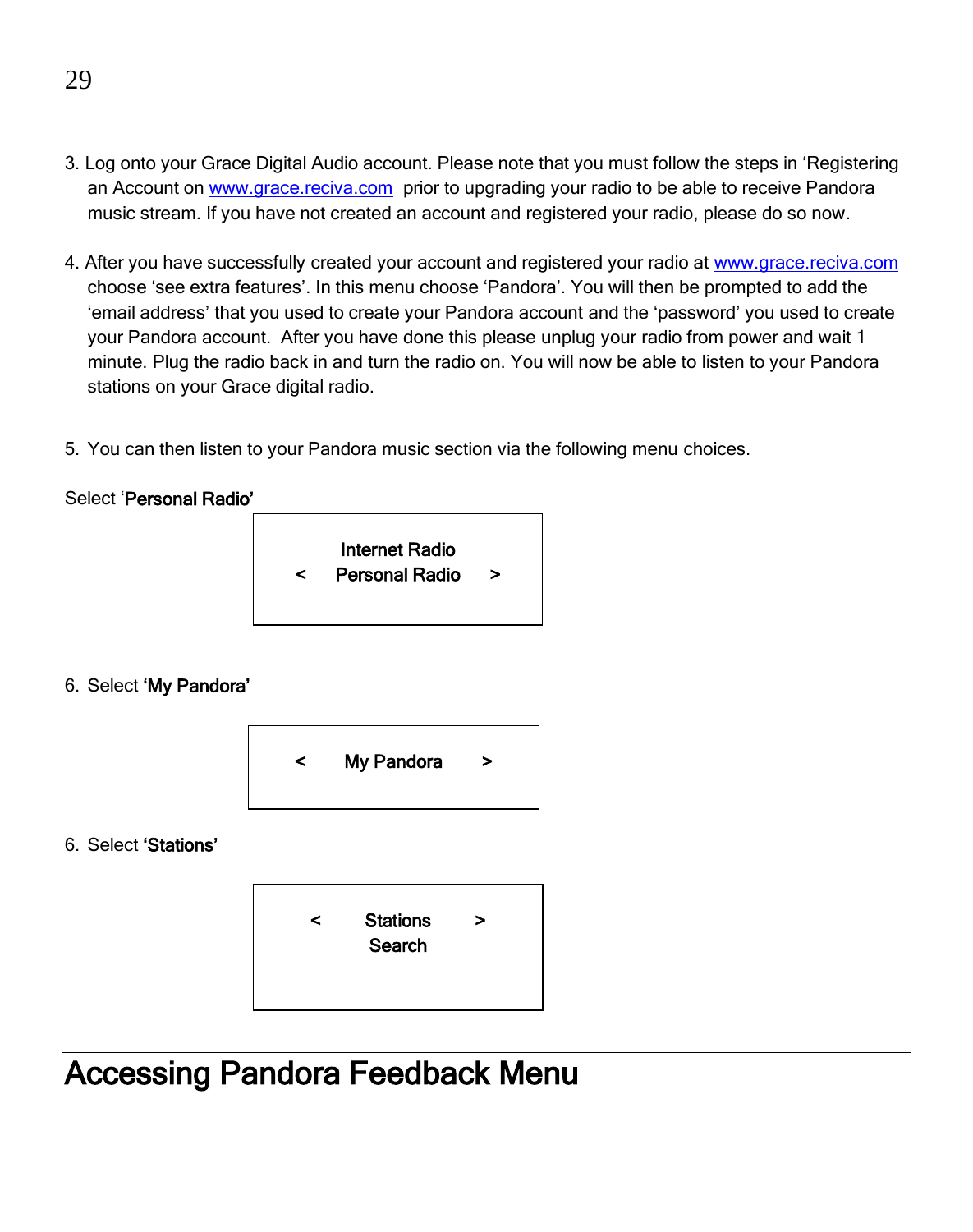3. Log onto your Grace Digital Audio account. Please note that you must follow the steps in 'Registering an Account on www.grace.reciva.com prior to upgrading your radio to be able to receive Pandora music stream. If you have not created an account and registered your radio, please do so now.

4. After you have successfully created your account and registered your radio at www.grace.reciva.com choose 'see extra features'. In this menu choose 'Pandora'. You will then be prompted to add the 'email address' that you used to create your Pandora account and the 'password' you used to create your Pandora account. After you have done this please unplug your radio from power and wait 1 minute. Plug the radio back in and turn the radio on. You will now be able to listen to your Pandora stations on your Grace digital radio.

5. You can then listen to your Pandora music section via the following menu choices.

Select '**Personal Radio'**

```
    Internet Radio
<   Personal Radio   >
```

6. Select **'My Pandora'**

```
<   My Pandora   >
```

6. Select **'Stations'**

```
<   Stations   >
    Search
```

# Accessing Pandora Feedback Menu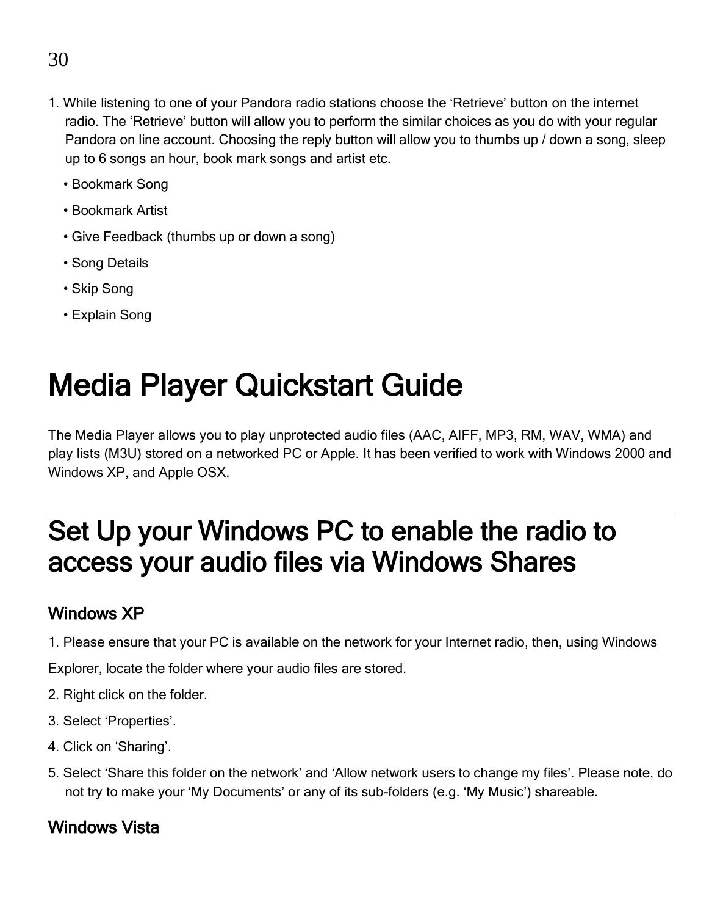1. While listening to one of your Pandora radio stations choose the 'Retrieve' button on the internet radio. The 'Retrieve' button will allow you to perform the similar choices as you do with your regular Pandora on line account. Choosing the reply button will allow you to thumbs up / down a song, sleep up to 6 songs an hour, book mark songs and artist etc.
   - Bookmark Song
   - Bookmark Artist
   - Give Feedback (thumbs up or down a song)
   - Song Details
   - Skip Song
   - Explain Song

# Media Player Quickstart Guide

The Media Player allows you to play unprotected audio files (AAC, AIFF, MP3, RM, WAV, WMA) and play lists (M3U) stored on a networked PC or Apple. It has been verified to work with Windows 2000 and Windows XP, and Apple OSX.

# Set Up your Windows PC to enable the radio to access your audio files via Windows Shares

## Windows XP

1. Please ensure that your PC is available on the network for your Internet radio, then, using Windows Explorer, locate the folder where your audio files are stored.
2. Right click on the folder.
3. Select 'Properties'.
4. Click on 'Sharing'.
5. Select 'Share this folder on the network' and 'Allow network users to change my files'. Please note, do not try to make your 'My Documents' or any of its sub-folders (e.g. 'My Music') shareable.

## Windows Vista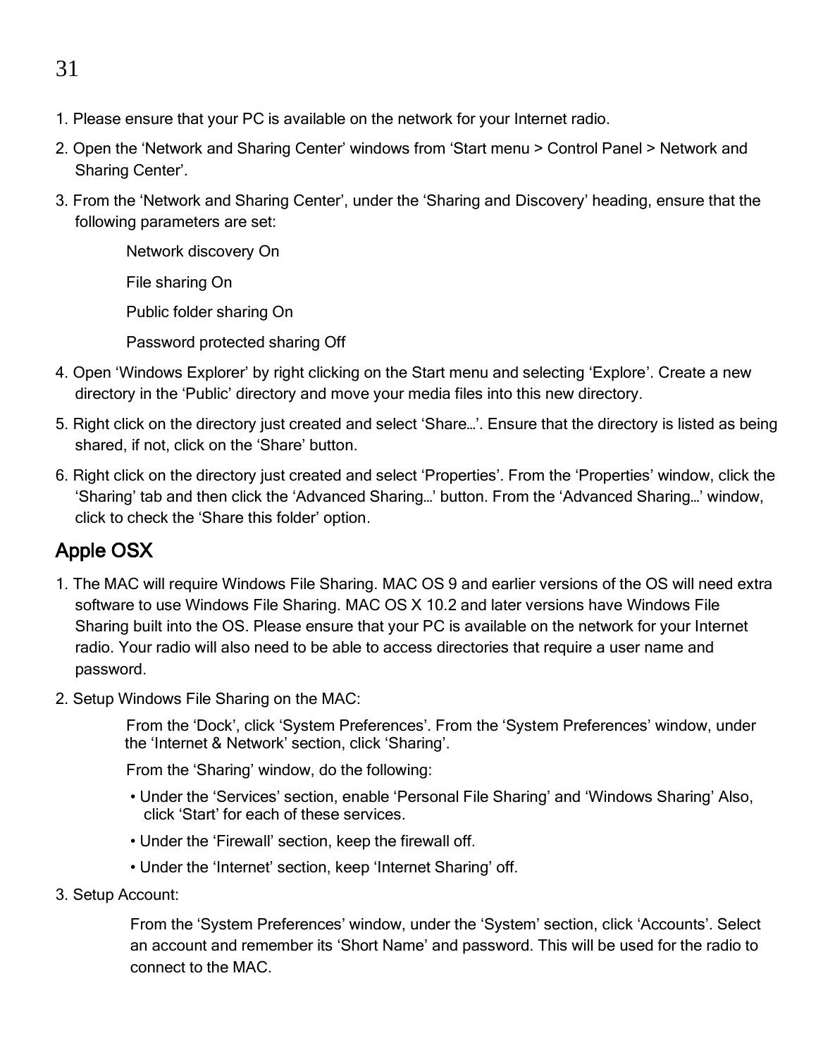1. Please ensure that your PC is available on the network for your Internet radio.
2. Open the ‘Network and Sharing Center’ windows from ‘Start menu > Control Panel > Network and Sharing Center’.
3. From the ‘Network and Sharing Center’, under the ‘Sharing and Discovery’ heading, ensure that the following parameters are set:

   Network discovery On

   File sharing On

   Public folder sharing On

   Password protected sharing Off
4. Open ‘Windows Explorer’ by right clicking on the Start menu and selecting ‘Explore’. Create a new directory in the ‘Public’ directory and move your media files into this new directory.
5. Right click on the directory just created and select ‘Share…’. Ensure that the directory is listed as being shared, if not, click on the ‘Share’ button.
6. Right click on the directory just created and select ‘Properties’. From the ‘Properties’ window, click the ‘Sharing’ tab and then click the ‘Advanced Sharing…’ button. From the ‘Advanced Sharing…’ window, click to check the ‘Share this folder’ option.

## Apple OSX

1. The MAC will require Windows File Sharing. MAC OS 9 and earlier versions of the OS will need extra software to use Windows File Sharing. MAC OS X 10.2 and later versions have Windows File Sharing built into the OS. Please ensure that your PC is available on the network for your Internet radio. Your radio will also need to be able to access directories that require a user name and password.
2. Setup Windows File Sharing on the MAC:

   From the ‘Dock’, click ‘System Preferences’. From the ‘System Preferences’ window, under the ‘Internet & Network’ section, click ‘Sharing’.

   From the ‘Sharing’ window, do the following:

   - Under the ‘Services’ section, enable ‘Personal File Sharing’ and ‘Windows Sharing’ Also, click ‘Start’ for each of these services.
   - Under the ‘Firewall’ section, keep the firewall off.
   - Under the ‘Internet’ section, keep ‘Internet Sharing’ off.
3. Setup Account:

   From the ‘System Preferences’ window, under the ‘System’ section, click ‘Accounts’. Select an account and remember its ‘Short Name’ and password. This will be used for the radio to connect to the MAC.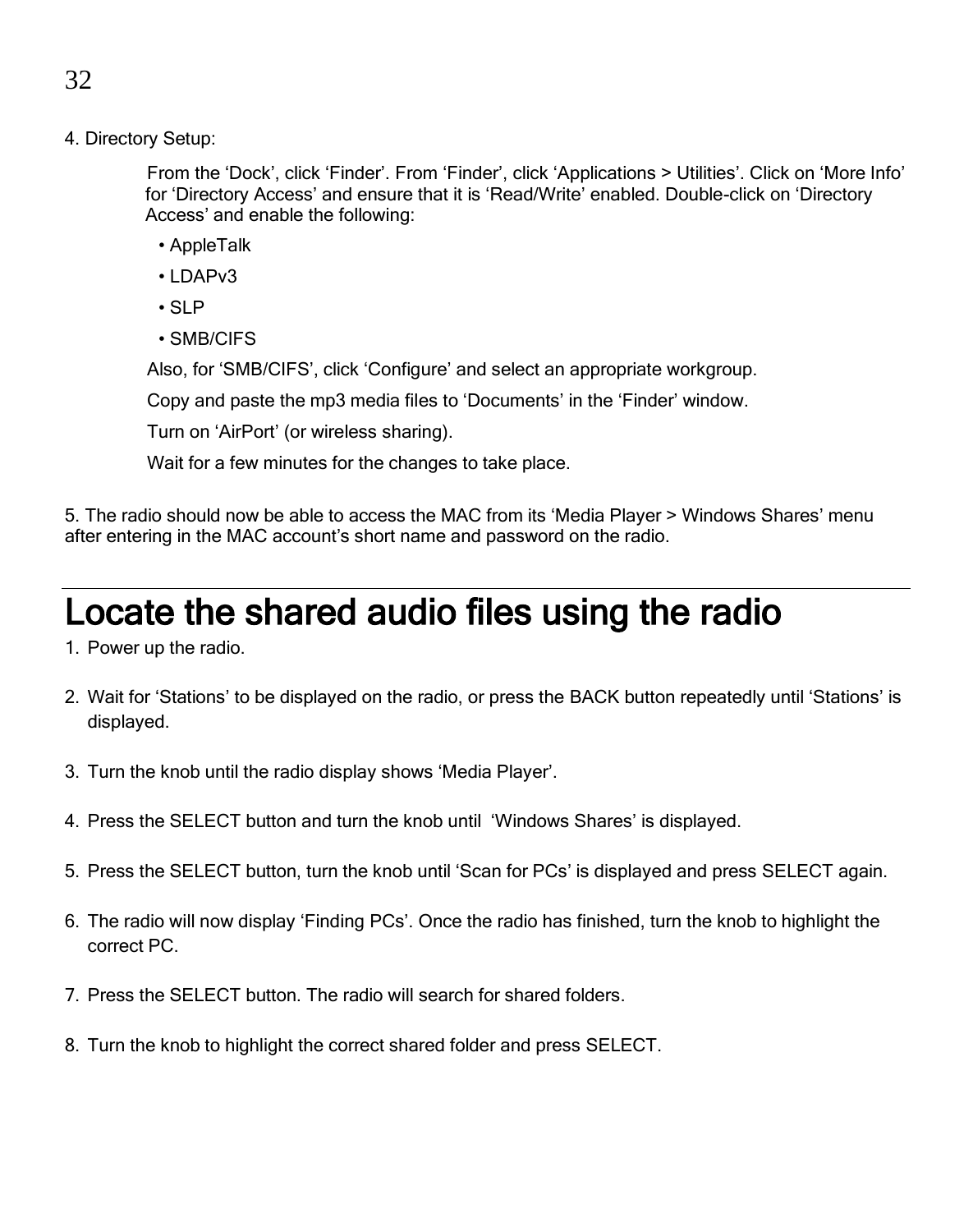4. Directory Setup:

From the 'Dock', click 'Finder'. From 'Finder', click 'Applications > Utilities'. Click on 'More Info' for 'Directory Access' and ensure that it is 'Read/Write' enabled. Double-click on 'Directory Access' and enable the following:

- AppleTalk
- LDAPv3
- SLP
- SMB/CIFS

Also, for 'SMB/CIFS', click 'Configure' and select an appropriate workgroup.

Copy and paste the mp3 media files to 'Documents' in the 'Finder' window.

Turn on 'AirPort' (or wireless sharing).

Wait for a few minutes for the changes to take place.

5. The radio should now be able to access the MAC from its 'Media Player > Windows Shares' menu after entering in the MAC account's short name and password on the radio.

# Locate the shared audio files using the radio

1. Power up the radio.

2. Wait for 'Stations' to be displayed on the radio, or press the BACK button repeatedly until 'Stations' is displayed.

3. Turn the knob until the radio display shows 'Media Player'.

4. Press the SELECT button and turn the knob until 'Windows Shares' is displayed.

5. Press the SELECT button, turn the knob until 'Scan for PCs' is displayed and press SELECT again.

6. The radio will now display 'Finding PCs'. Once the radio has finished, turn the knob to highlight the correct PC.

7. Press the SELECT button. The radio will search for shared folders.

8. Turn the knob to highlight the correct shared folder and press SELECT.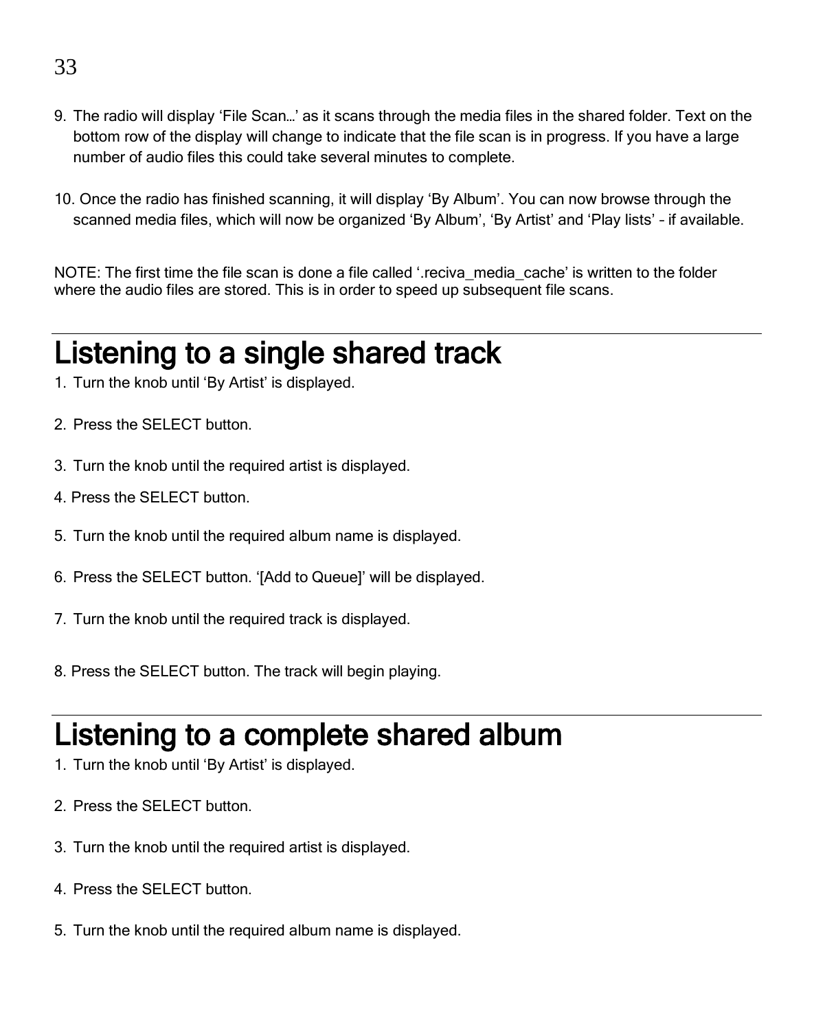9. The radio will display 'File Scan…' as it scans through the media files in the shared folder. Text on the bottom row of the display will change to indicate that the file scan is in progress. If you have a large number of audio files this could take several minutes to complete.

10. Once the radio has finished scanning, it will display 'By Album'. You can now browse through the scanned media files, which will now be organized 'By Album', 'By Artist' and 'Play lists' – if available.

NOTE: The first time the file scan is done a file called '.reciva_media_cache' is written to the folder where the audio files are stored. This is in order to speed up subsequent file scans.

# Listening to a single shared track

1. Turn the knob until 'By Artist' is displayed.
2. Press the SELECT button.
3. Turn the knob until the required artist is displayed.
4. Press the SELECT button.
5. Turn the knob until the required album name is displayed.
6. Press the SELECT button. '[Add to Queue]' will be displayed.
7. Turn the knob until the required track is displayed.
8. Press the SELECT button. The track will begin playing.

# Listening to a complete shared album

1. Turn the knob until 'By Artist' is displayed.
2. Press the SELECT button.
3. Turn the knob until the required artist is displayed.
4. Press the SELECT button.
5. Turn the knob until the required album name is displayed.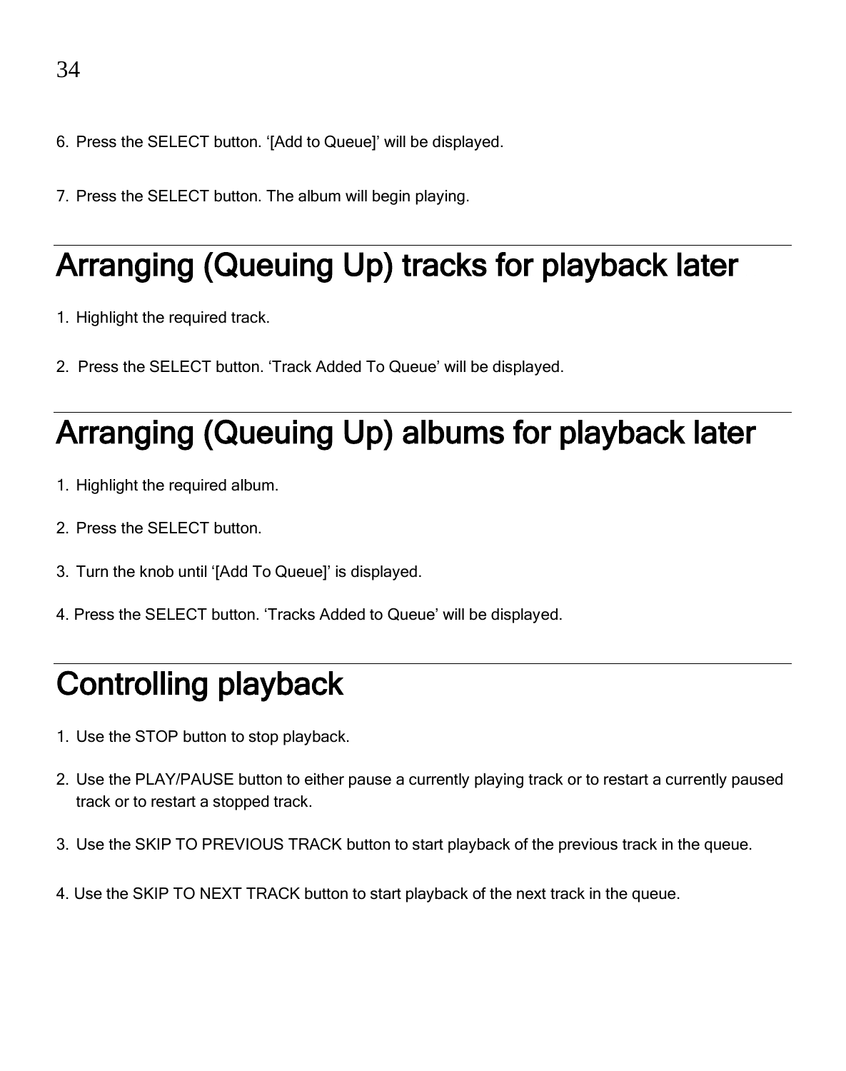6. Press the SELECT button. '[Add to Queue]' will be displayed.

7. Press the SELECT button. The album will begin playing.

# Arranging (Queuing Up) tracks for playback later

1. Highlight the required track.

2. Press the SELECT button. 'Track Added To Queue' will be displayed.

# Arranging (Queuing Up) albums for playback later

1. Highlight the required album.

2. Press the SELECT button.

3. Turn the knob until '[Add To Queue]' is displayed.

4. Press the SELECT button. 'Tracks Added to Queue' will be displayed.

# Controlling playback

1. Use the STOP button to stop playback.

2. Use the PLAY/PAUSE button to either pause a currently playing track or to restart a currently paused track or to restart a stopped track.

3. Use the SKIP TO PREVIOUS TRACK button to start playback of the previous track in the queue.

4. Use the SKIP TO NEXT TRACK button to start playback of the next track in the queue.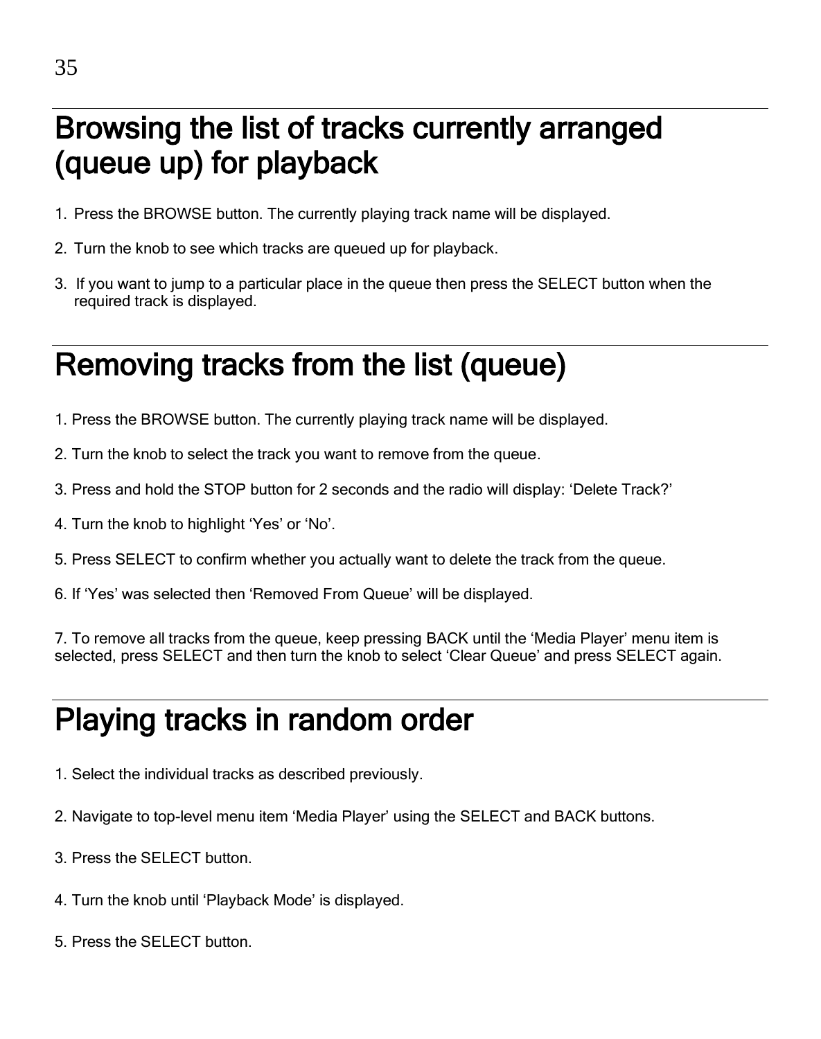## Browsing the list of tracks currently arranged (queue up) for playback

1. Press the BROWSE button. The currently playing track name will be displayed.
2. Turn the knob to see which tracks are queued up for playback.
3. If you want to jump to a particular place in the queue then press the SELECT button when the required track is displayed.

## Removing tracks from the list (queue)

1. Press the BROWSE button. The currently playing track name will be displayed.
2. Turn the knob to select the track you want to remove from the queue.
3. Press and hold the STOP button for 2 seconds and the radio will display: ‘Delete Track?’
4. Turn the knob to highlight ‘Yes’ or ‘No’.
5. Press SELECT to confirm whether you actually want to delete the track from the queue.
6. If ‘Yes’ was selected then ‘Removed From Queue’ will be displayed.
7. To remove all tracks from the queue, keep pressing BACK until the ‘Media Player’ menu item is selected, press SELECT and then turn the knob to select ‘Clear Queue’ and press SELECT again.

## Playing tracks in random order

1. Select the individual tracks as described previously.
2. Navigate to top-level menu item ‘Media Player’ using the SELECT and BACK buttons.
3. Press the SELECT button.
4. Turn the knob until ‘Playback Mode’ is displayed.
5. Press the SELECT button.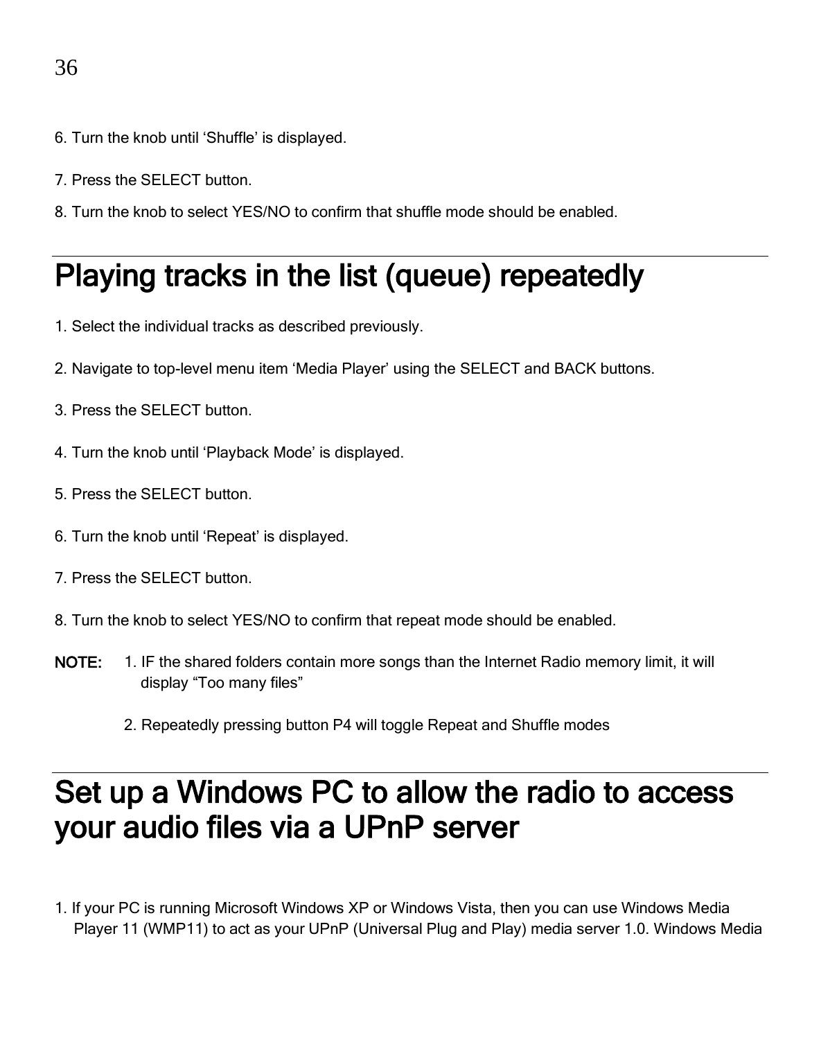6. Turn the knob until ‘Shuffle’ is displayed.

7. Press the SELECT button.

8. Turn the knob to select YES/NO to confirm that shuffle mode should be enabled.

# Playing tracks in the list (queue) repeatedly

1. Select the individual tracks as described previously.

2. Navigate to top-level menu item ‘Media Player’ using the SELECT and BACK buttons.

3. Press the SELECT button.

4. Turn the knob until ‘Playback Mode’ is displayed.

5. Press the SELECT button.

6. Turn the knob until ‘Repeat’ is displayed.

7. Press the SELECT button.

8. Turn the knob to select YES/NO to confirm that repeat mode should be enabled.

**NOTE:** 1. IF the shared folders contain more songs than the Internet Radio memory limit, it will display “Too many files”

2. Repeatedly pressing button P4 will toggle Repeat and Shuffle modes

# Set up a Windows PC to allow the radio to access your audio files via a UPnP server

1. If your PC is running Microsoft Windows XP or Windows Vista, then you can use Windows Media Player 11 (WMP11) to act as your UPnP (Universal Plug and Play) media server 1.0. Windows Media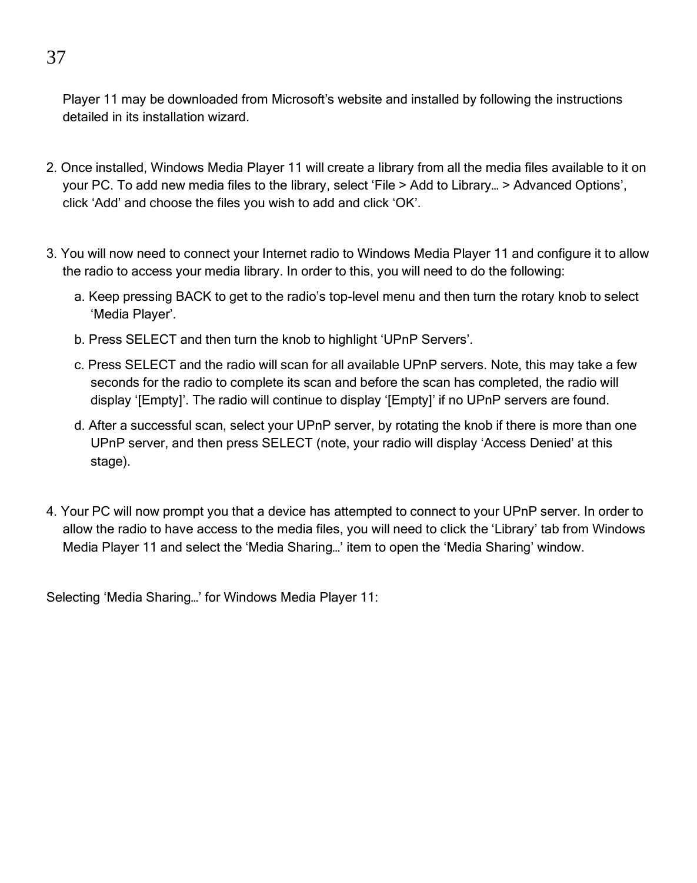Player 11 may be downloaded from Microsoft's website and installed by following the instructions detailed in its installation wizard.

2. Once installed, Windows Media Player 11 will create a library from all the media files available to it on your PC. To add new media files to the library, select 'File > Add to Library… > Advanced Options', click 'Add' and choose the files you wish to add and click 'OK'.

3. You will now need to connect your Internet radio to Windows Media Player 11 and configure it to allow the radio to access your media library. In order to this, you will need to do the following:

   a. Keep pressing BACK to get to the radio's top-level menu and then turn the rotary knob to select 'Media Player'.

   b. Press SELECT and then turn the knob to highlight 'UPnP Servers'.

   c. Press SELECT and the radio will scan for all available UPnP servers. Note, this may take a few seconds for the radio to complete its scan and before the scan has completed, the radio will display '[Empty]'. The radio will continue to display '[Empty]' if no UPnP servers are found.

   d. After a successful scan, select your UPnP server, by rotating the knob if there is more than one UPnP server, and then press SELECT (note, your radio will display 'Access Denied' at this stage).

4. Your PC will now prompt you that a device has attempted to connect to your UPnP server. In order to allow the radio to have access to the media files, you will need to click the 'Library' tab from Windows Media Player 11 and select the 'Media Sharing…' item to open the 'Media Sharing' window.

Selecting 'Media Sharing…' for Windows Media Player 11: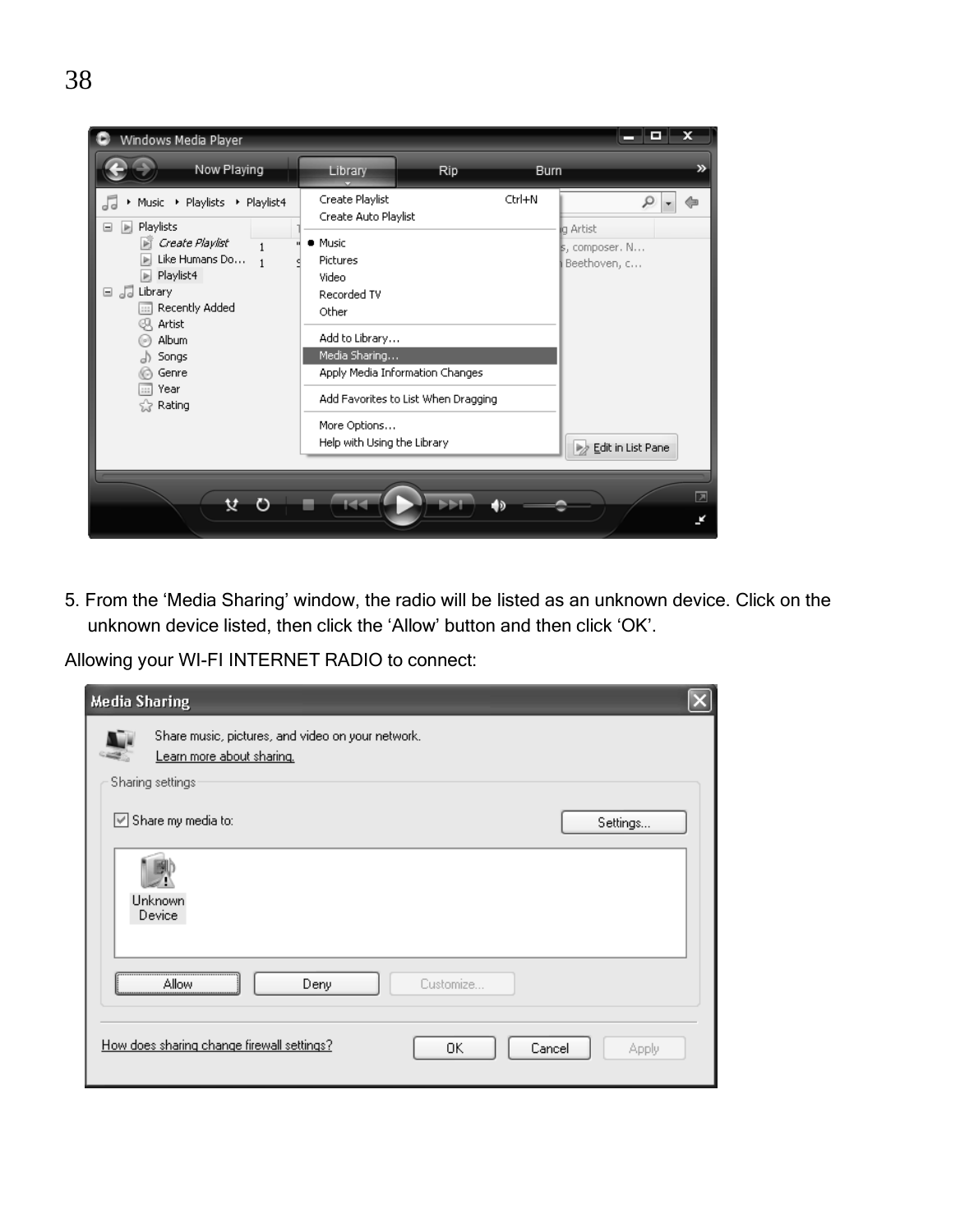5. From the ‘Media Sharing’ window, the radio will be listed as an unknown device. Click on the unknown device listed, then click the ‘Allow’ button and then click ‘OK’.

Allowing your WI-FI INTERNET RADIO to connect: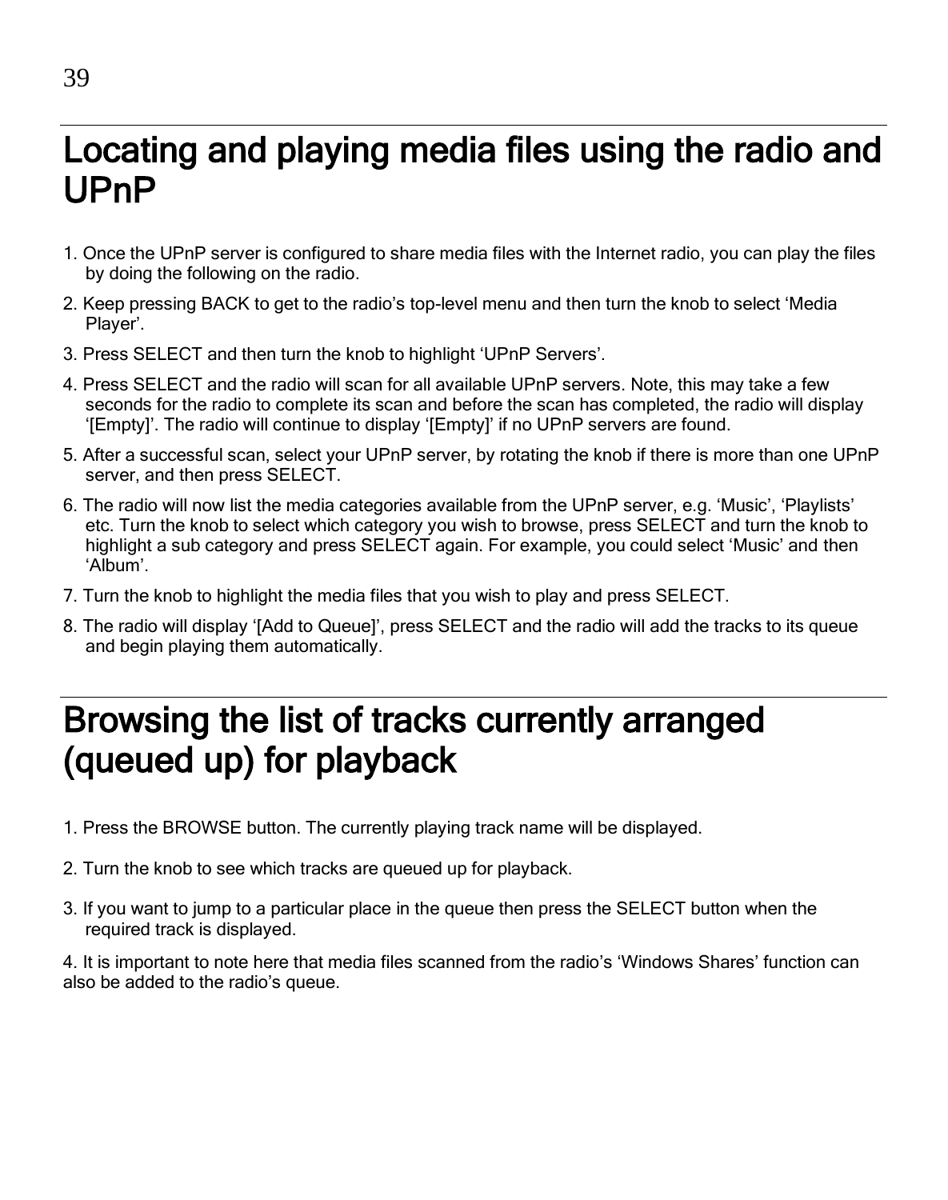# Locating and playing media files using the radio and UPnP

1. Once the UPnP server is configured to share media files with the Internet radio, you can play the files by doing the following on the radio.
2. Keep pressing BACK to get to the radio's top-level menu and then turn the knob to select 'Media Player'.
3. Press SELECT and then turn the knob to highlight 'UPnP Servers'.
4. Press SELECT and the radio will scan for all available UPnP servers. Note, this may take a few seconds for the radio to complete its scan and before the scan has completed, the radio will display '[Empty]'. The radio will continue to display '[Empty]' if no UPnP servers are found.
5. After a successful scan, select your UPnP server, by rotating the knob if there is more than one UPnP server, and then press SELECT.
6. The radio will now list the media categories available from the UPnP server, e.g. 'Music', 'Playlists' etc. Turn the knob to select which category you wish to browse, press SELECT and turn the knob to highlight a sub category and press SELECT again. For example, you could select 'Music' and then 'Album'.
7. Turn the knob to highlight the media files that you wish to play and press SELECT.
8. The radio will display '[Add to Queue]', press SELECT and the radio will add the tracks to its queue and begin playing them automatically.

# Browsing the list of tracks currently arranged (queued up) for playback

1. Press the BROWSE button. The currently playing track name will be displayed.
2. Turn the knob to see which tracks are queued up for playback.
3. If you want to jump to a particular place in the queue then press the SELECT button when the required track is displayed.
4. It is important to note here that media files scanned from the radio's 'Windows Shares' function can also be added to the radio's queue.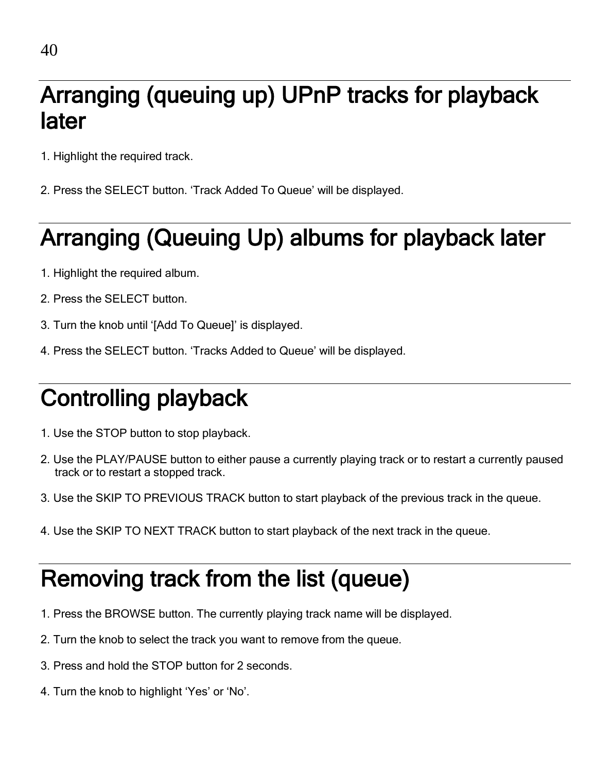## Arranging (queuing up) UPnP tracks for playback later

1. Highlight the required track.
2. Press the SELECT button. ‘Track Added To Queue’ will be displayed.

## Arranging (Queuing Up) albums for playback later

1. Highlight the required album.
2. Press the SELECT button.
3. Turn the knob until ‘[Add To Queue]’ is displayed.
4. Press the SELECT button. ‘Tracks Added to Queue’ will be displayed.

## Controlling playback

1. Use the STOP button to stop playback.
2. Use the PLAY/PAUSE button to either pause a currently playing track or to restart a currently paused track or to restart a stopped track.
3. Use the SKIP TO PREVIOUS TRACK button to start playback of the previous track in the queue.
4. Use the SKIP TO NEXT TRACK button to start playback of the next track in the queue.

## Removing track from the list (queue)

1. Press the BROWSE button. The currently playing track name will be displayed.
2. Turn the knob to select the track you want to remove from the queue.
3. Press and hold the STOP button for 2 seconds.
4. Turn the knob to highlight ‘Yes’ or ‘No’.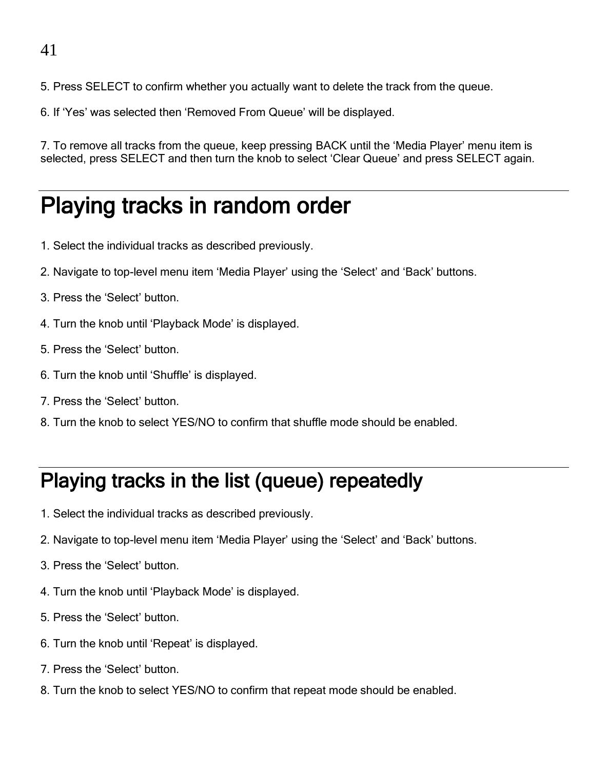5. Press SELECT to confirm whether you actually want to delete the track from the queue.

6. If ‘Yes’ was selected then ‘Removed From Queue’ will be displayed.

7. To remove all tracks from the queue, keep pressing BACK until the ‘Media Player’ menu item is selected, press SELECT and then turn the knob to select ‘Clear Queue’ and press SELECT again.

## Playing tracks in random order

1. Select the individual tracks as described previously.
2. Navigate to top-level menu item ‘Media Player’ using the ‘Select’ and ‘Back’ buttons.
3. Press the ‘Select’ button.
4. Turn the knob until ‘Playback Mode’ is displayed.
5. Press the ‘Select’ button.
6. Turn the knob until ‘Shuffle’ is displayed.
7. Press the ‘Select’ button.
8. Turn the knob to select YES/NO to confirm that shuffle mode should be enabled.

## Playing tracks in the list (queue) repeatedly

1. Select the individual tracks as described previously.
2. Navigate to top-level menu item ‘Media Player’ using the ‘Select’ and ‘Back’ buttons.
3. Press the ‘Select’ button.
4. Turn the knob until ‘Playback Mode’ is displayed.
5. Press the ‘Select’ button.
6. Turn the knob until ‘Repeat’ is displayed.
7. Press the ‘Select’ button.
8. Turn the knob to select YES/NO to confirm that repeat mode should be enabled.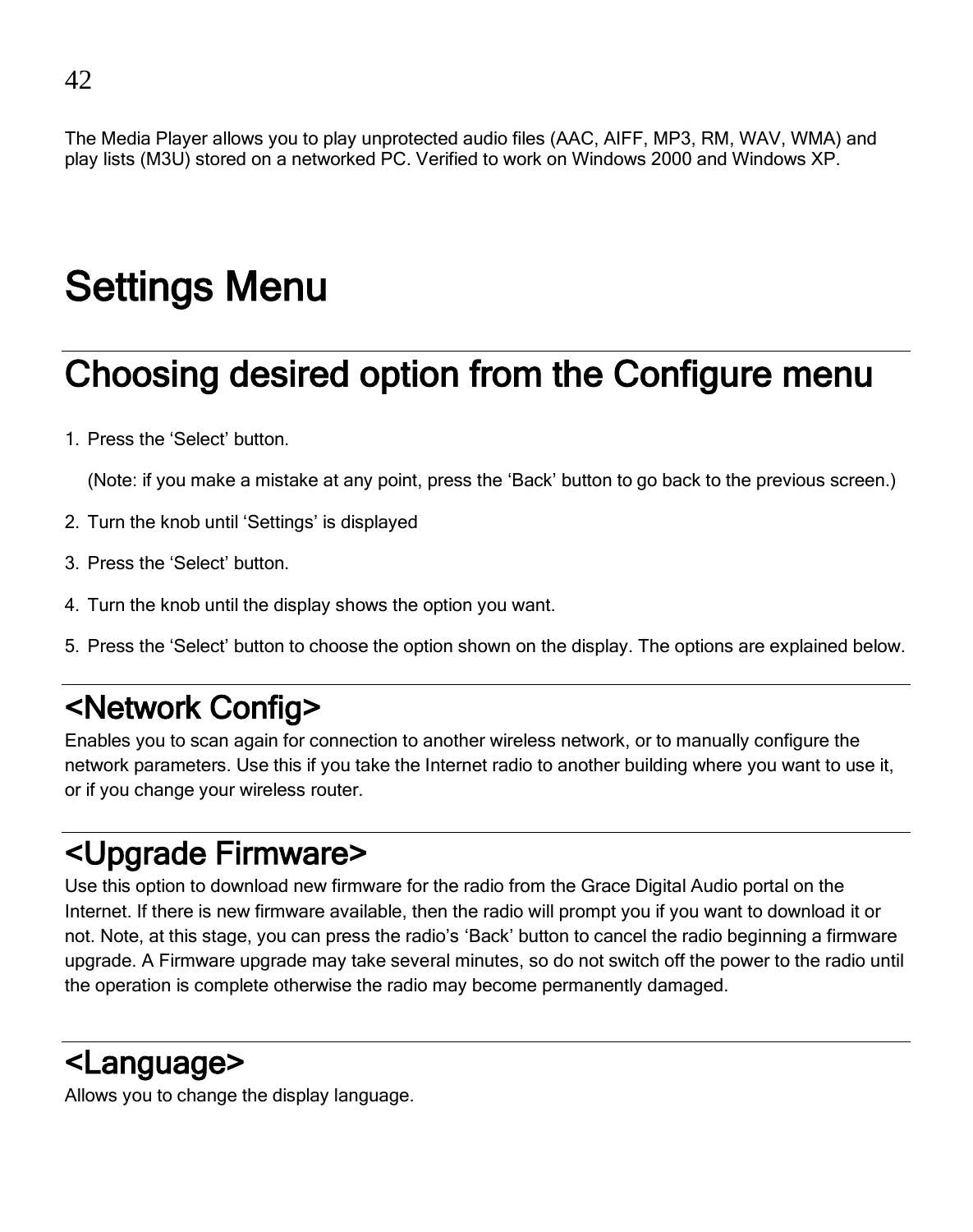The Media Player allows you to play unprotected audio files (AAC, AIFF, MP3, RM, WAV, WMA) and play lists (M3U) stored on a networked PC. Verified to work on Windows 2000 and Windows XP.

# Settings Menu

## Choosing desired option from the Configure menu

1. Press the ‘Select’ button.

   (Note: if you make a mistake at any point, press the ‘Back’ button to go back to the previous screen.)

2. Turn the knob until ‘Settings’ is displayed
3. Press the ‘Select’ button.
4. Turn the knob until the display shows the option you want.
5. Press the ‘Select’ button to choose the option shown on the display. The options are explained below.

### <Network Config>

Enables you to scan again for connection to another wireless network, or to manually configure the network parameters. Use this if you take the Internet radio to another building where you want to use it, or if you change your wireless router.

### <Upgrade Firmware>

Use this option to download new firmware for the radio from the Grace Digital Audio portal on the Internet. If there is new firmware available, then the radio will prompt you if you want to download it or not. Note, at this stage, you can press the radio’s ‘Back’ button to cancel the radio beginning a firmware upgrade. A Firmware upgrade may take several minutes, so do not switch off the power to the radio until the operation is complete otherwise the radio may become permanently damaged.

### <Language>

Allows you to change the display language.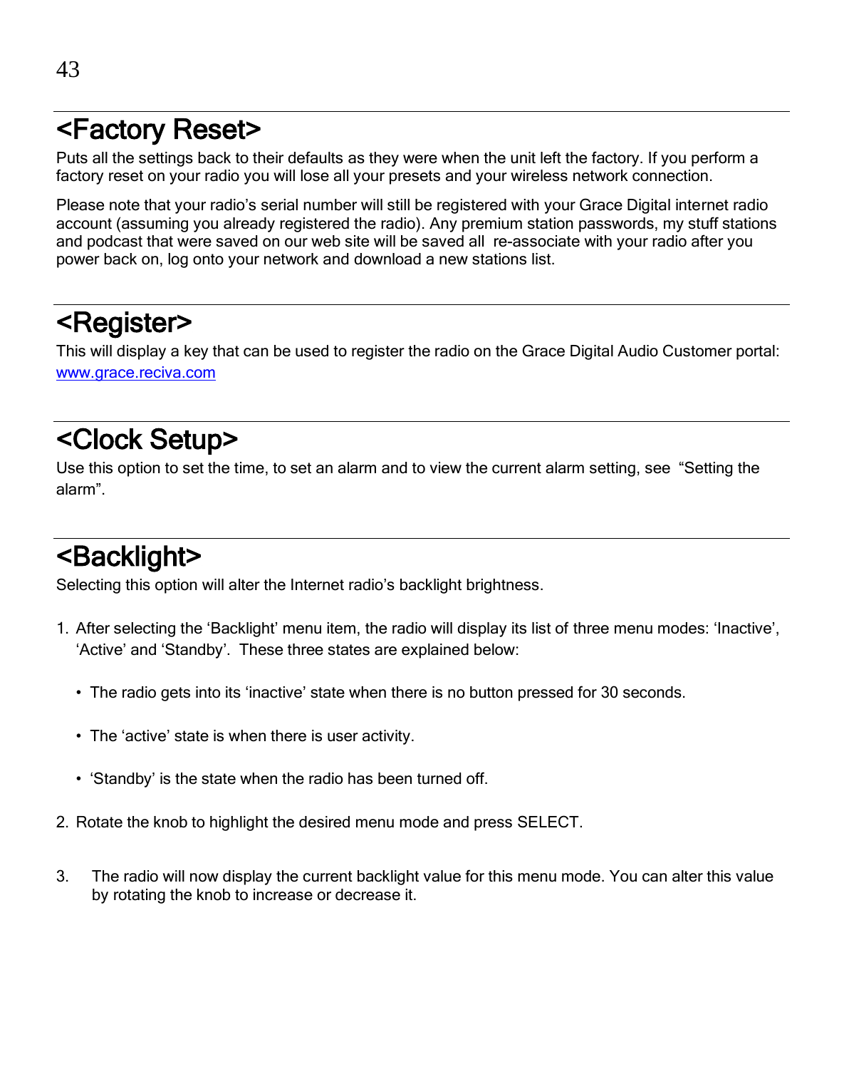## <Factory Reset>

Puts all the settings back to their defaults as they were when the unit left the factory. If you perform a factory reset on your radio you will lose all your presets and your wireless network connection.

Please note that your radio's serial number will still be registered with your Grace Digital internet radio account (assuming you already registered the radio). Any premium station passwords, my stuff stations and podcast that were saved on our web site will be saved all re-associate with your radio after you power back on, log onto your network and download a new stations list.

## <Register>

This will display a key that can be used to register the radio on the Grace Digital Audio Customer portal: [www.grace.reciva.com](http://www.grace.reciva.com)

## <Clock Setup>

Use this option to set the time, to set an alarm and to view the current alarm setting, see "Setting the alarm".

## <Backlight>

Selecting this option will alter the Internet radio's backlight brightness.

1. After selecting the 'Backlight' menu item, the radio will display its list of three menu modes: 'Inactive', 'Active' and 'Standby'. These three states are explained below:
   - The radio gets into its 'inactive' state when there is no button pressed for 30 seconds.
   - The 'active' state is when there is user activity.
   - 'Standby' is the state when the radio has been turned off.
2. Rotate the knob to highlight the desired menu mode and press SELECT.
3. The radio will now display the current backlight value for this menu mode. You can alter this value by rotating the knob to increase or decrease it.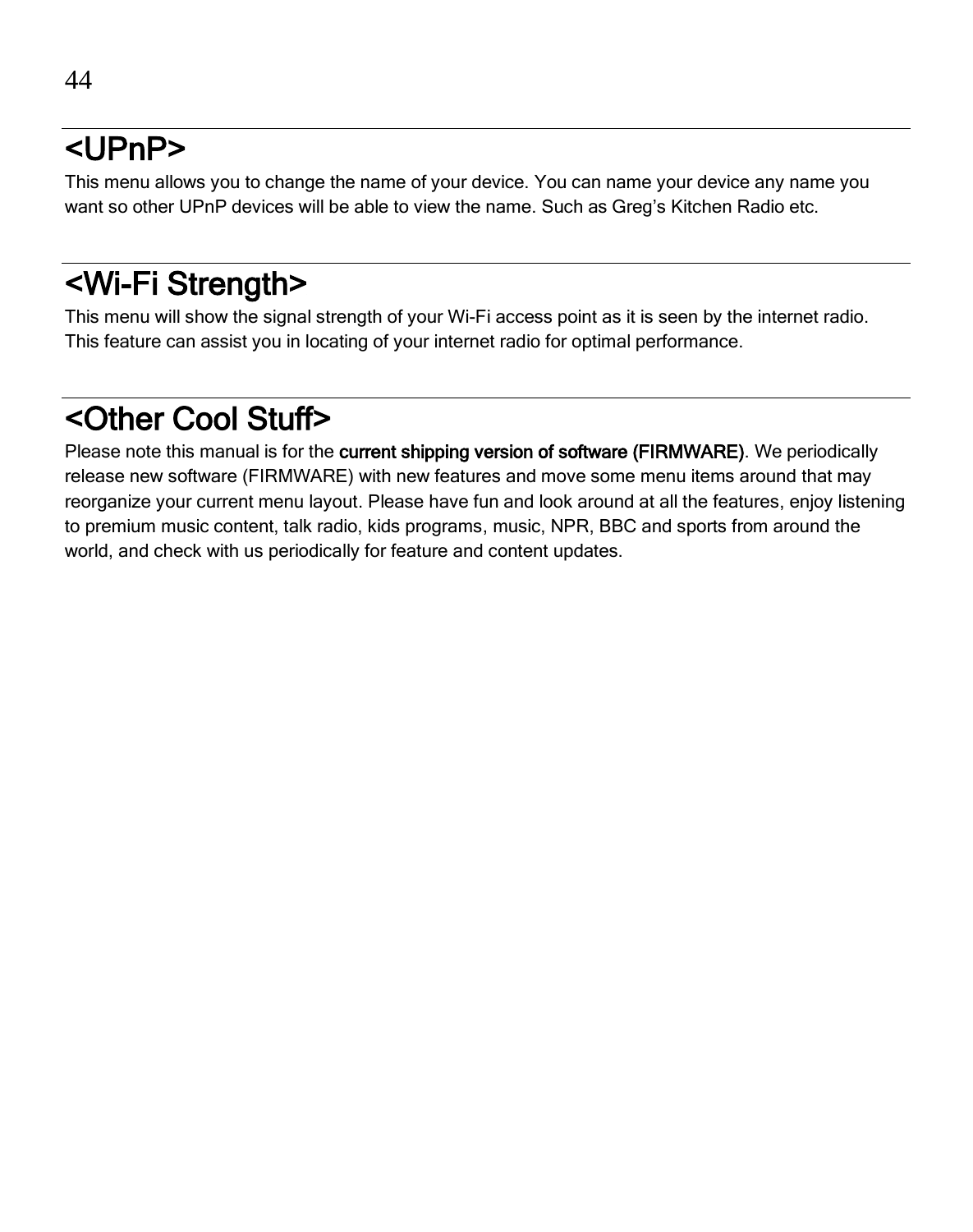## <UPnP>

This menu allows you to change the name of your device. You can name your device any name you want so other UPnP devices will be able to view the name. Such as Greg's Kitchen Radio etc.

## <Wi-Fi Strength>

This menu will show the signal strength of your Wi-Fi access point as it is seen by the internet radio. This feature can assist you in locating of your internet radio for optimal performance.

## <Other Cool Stuff>

Please note this manual is for the **current shipping version of software (FIRMWARE)**. We periodically release new software (FIRMWARE) with new features and move some menu items around that may reorganize your current menu layout. Please have fun and look around at all the features, enjoy listening to premium music content, talk radio, kids programs, music, NPR, BBC and sports from around the world, and check with us periodically for feature and content updates.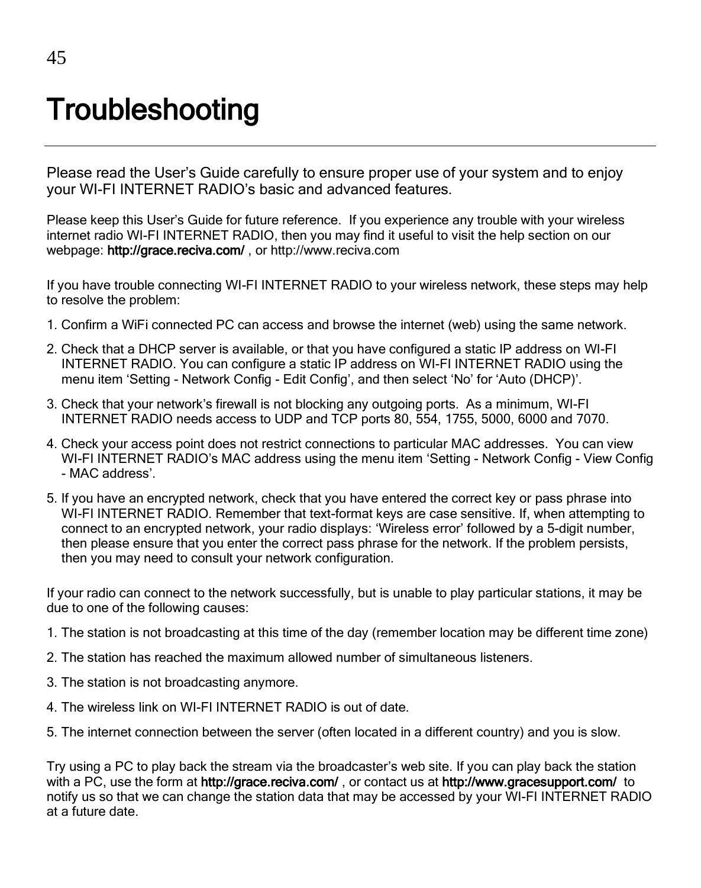# Troubleshooting

Please read the User's Guide carefully to ensure proper use of your system and to enjoy your WI-FI INTERNET RADIO's basic and advanced features.

Please keep this User's Guide for future reference. If you experience any trouble with your wireless internet radio WI-FI INTERNET RADIO, then you may find it useful to visit the help section on our webpage: **http://grace.reciva.com/** , or http://www.reciva.com

If you have trouble connecting WI-FI INTERNET RADIO to your wireless network, these steps may help to resolve the problem:

1. Confirm a WiFi connected PC can access and browse the internet (web) using the same network.
2. Check that a DHCP server is available, or that you have configured a static IP address on WI-FI INTERNET RADIO. You can configure a static IP address on WI-FI INTERNET RADIO using the menu item 'Setting - Network Config - Edit Config', and then select 'No' for 'Auto (DHCP)'.
3. Check that your network's firewall is not blocking any outgoing ports. As a minimum, WI-FI INTERNET RADIO needs access to UDP and TCP ports 80, 554, 1755, 5000, 6000 and 7070.
4. Check your access point does not restrict connections to particular MAC addresses. You can view WI-FI INTERNET RADIO's MAC address using the menu item 'Setting - Network Config - View Config - MAC address'.
5. If you have an encrypted network, check that you have entered the correct key or pass phrase into WI-FI INTERNET RADIO. Remember that text-format keys are case sensitive. If, when attempting to connect to an encrypted network, your radio displays: 'Wireless error' followed by a 5-digit number, then please ensure that you enter the correct pass phrase for the network. If the problem persists, then you may need to consult your network configuration.

If your radio can connect to the network successfully, but is unable to play particular stations, it may be due to one of the following causes:

1. The station is not broadcasting at this time of the day (remember location may be different time zone)
2. The station has reached the maximum allowed number of simultaneous listeners.
3. The station is not broadcasting anymore.
4. The wireless link on WI-FI INTERNET RADIO is out of date.
5. The internet connection between the server (often located in a different country) and you is slow.

Try using a PC to play back the stream via the broadcaster's web site. If you can play back the station with a PC, use the form at **http://grace.reciva.com/** , or contact us at **http://www.gracesupport.com/** to notify us so that we can change the station data that may be accessed by your WI-FI INTERNET RADIO at a future date.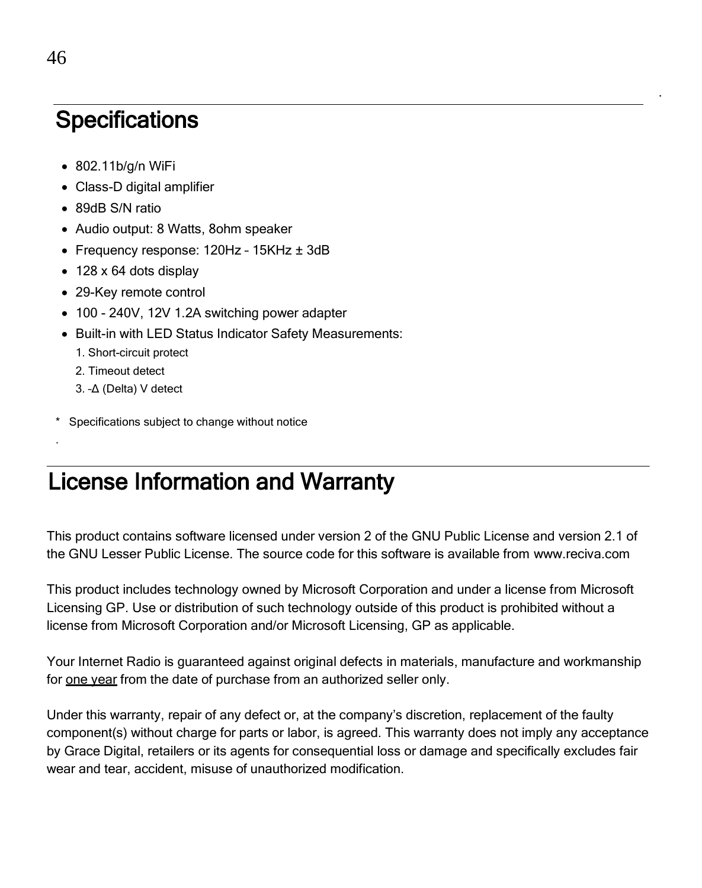## Specifications

- 802.11b/g/n WiFi
- Class-D digital amplifier
- 89dB S/N ratio
- Audio output: 8 Watts, 8ohm speaker
- Frequency response: 120Hz – 15KHz ± 3dB
- 128 x 64 dots display
- 29-Key remote control
- 100 - 240V, 12V 1.2A switching power adapter
- Built-in with LED Status Indicator Safety Measurements:
  1. Short-circuit protect
  2. Timeout detect
  3. -Δ (Delta) V detect

\* Specifications subject to change without notice

## License Information and Warranty

This product contains software licensed under version 2 of the GNU Public License and version 2.1 of the GNU Lesser Public License. The source code for this software is available from www.reciva.com

This product includes technology owned by Microsoft Corporation and under a license from Microsoft Licensing GP. Use or distribution of such technology outside of this product is prohibited without a license from Microsoft Corporation and/or Microsoft Licensing, GP as applicable.

Your Internet Radio is guaranteed against original defects in materials, manufacture and workmanship for <u>one year</u> from the date of purchase from an authorized seller only.

Under this warranty, repair of any defect or, at the company's discretion, replacement of the faulty component(s) without charge for parts or labor, is agreed. This warranty does not imply any acceptance by Grace Digital, retailers or its agents for consequential loss or damage and specifically excludes fair wear and tear, accident, misuse of unauthorized modification.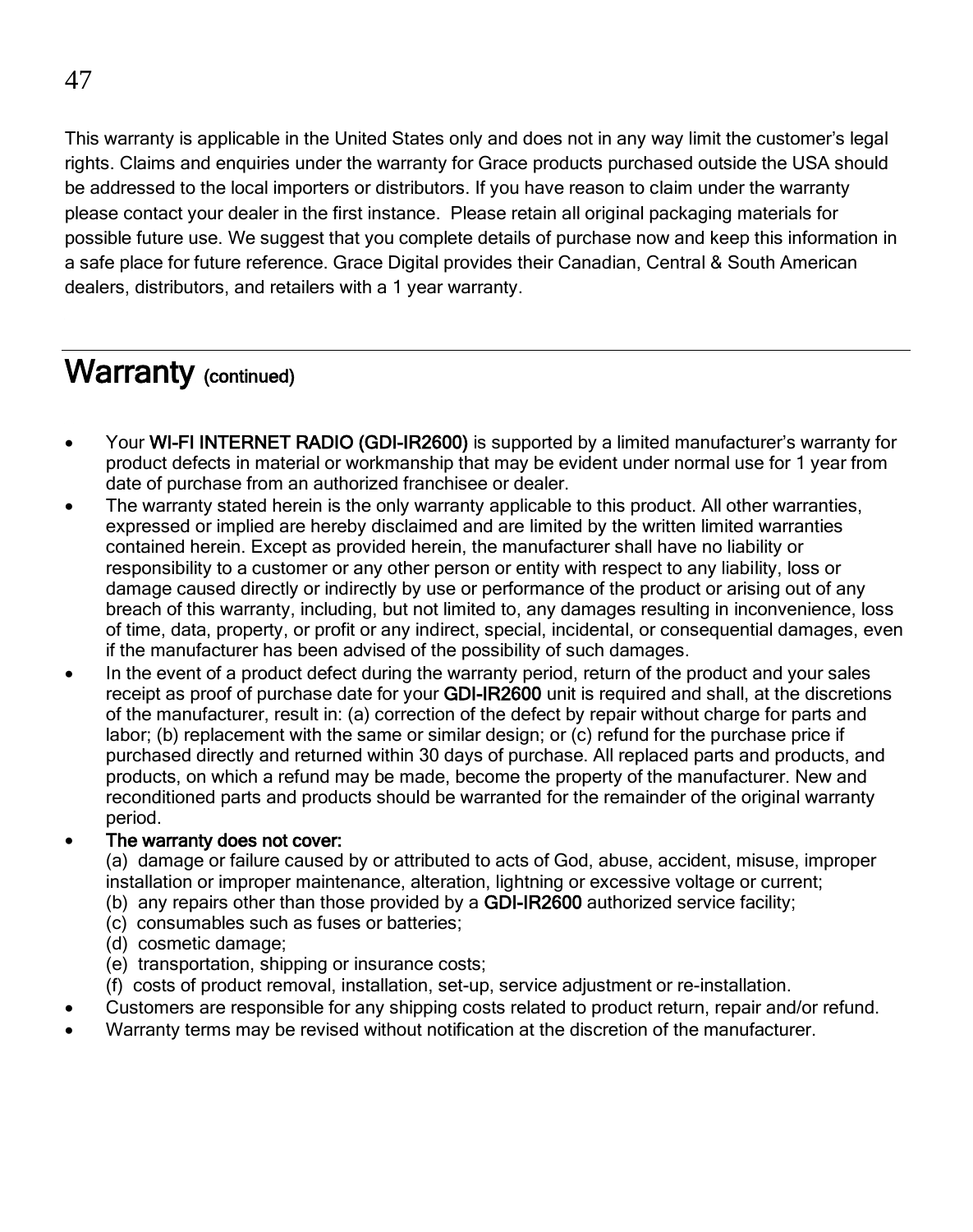This warranty is applicable in the United States only and does not in any way limit the customer's legal rights. Claims and enquiries under the warranty for Grace products purchased outside the USA should be addressed to the local importers or distributors. If you have reason to claim under the warranty please contact your dealer in the first instance. Please retain all original packaging materials for possible future use. We suggest that you complete details of purchase now and keep this information in a safe place for future reference. Grace Digital provides their Canadian, Central & South American dealers, distributors, and retailers with a 1 year warranty.

# Warranty (continued)

- Your **WI-FI INTERNET RADIO (GDI-IR2600)** is supported by a limited manufacturer's warranty for product defects in material or workmanship that may be evident under normal use for 1 year from date of purchase from an authorized franchisee or dealer.
- The warranty stated herein is the only warranty applicable to this product. All other warranties, expressed or implied are hereby disclaimed and are limited by the written limited warranties contained herein. Except as provided herein, the manufacturer shall have no liability or responsibility to a customer or any other person or entity with respect to any liability, loss or damage caused directly or indirectly by use or performance of the product or arising out of any breach of this warranty, including, but not limited to, any damages resulting in inconvenience, loss of time, data, property, or profit or any indirect, special, incidental, or consequential damages, even if the manufacturer has been advised of the possibility of such damages.
- In the event of a product defect during the warranty period, return of the product and your sales receipt as proof of purchase date for your **GDI-IR2600** unit is required and shall, at the discretions of the manufacturer, result in: (a) correction of the defect by repair without charge for parts and labor; (b) replacement with the same or similar design; or (c) refund for the purchase price if purchased directly and returned within 30 days of purchase. All replaced parts and products, and products, on which a refund may be made, become the property of the manufacturer. New and reconditioned parts and products should be warranted for the remainder of the original warranty period.
- **The warranty does not cover:**
  (a) damage or failure caused by or attributed to acts of God, abuse, accident, misuse, improper installation or improper maintenance, alteration, lightning or excessive voltage or current;
  (b) any repairs other than those provided by a **GDI-IR2600** authorized service facility;
  (c) consumables such as fuses or batteries;
  (d) cosmetic damage;
  (e) transportation, shipping or insurance costs;
  (f) costs of product removal, installation, set-up, service adjustment or re-installation.
- Customers are responsible for any shipping costs related to product return, repair and/or refund.
- Warranty terms may be revised without notification at the discretion of the manufacturer.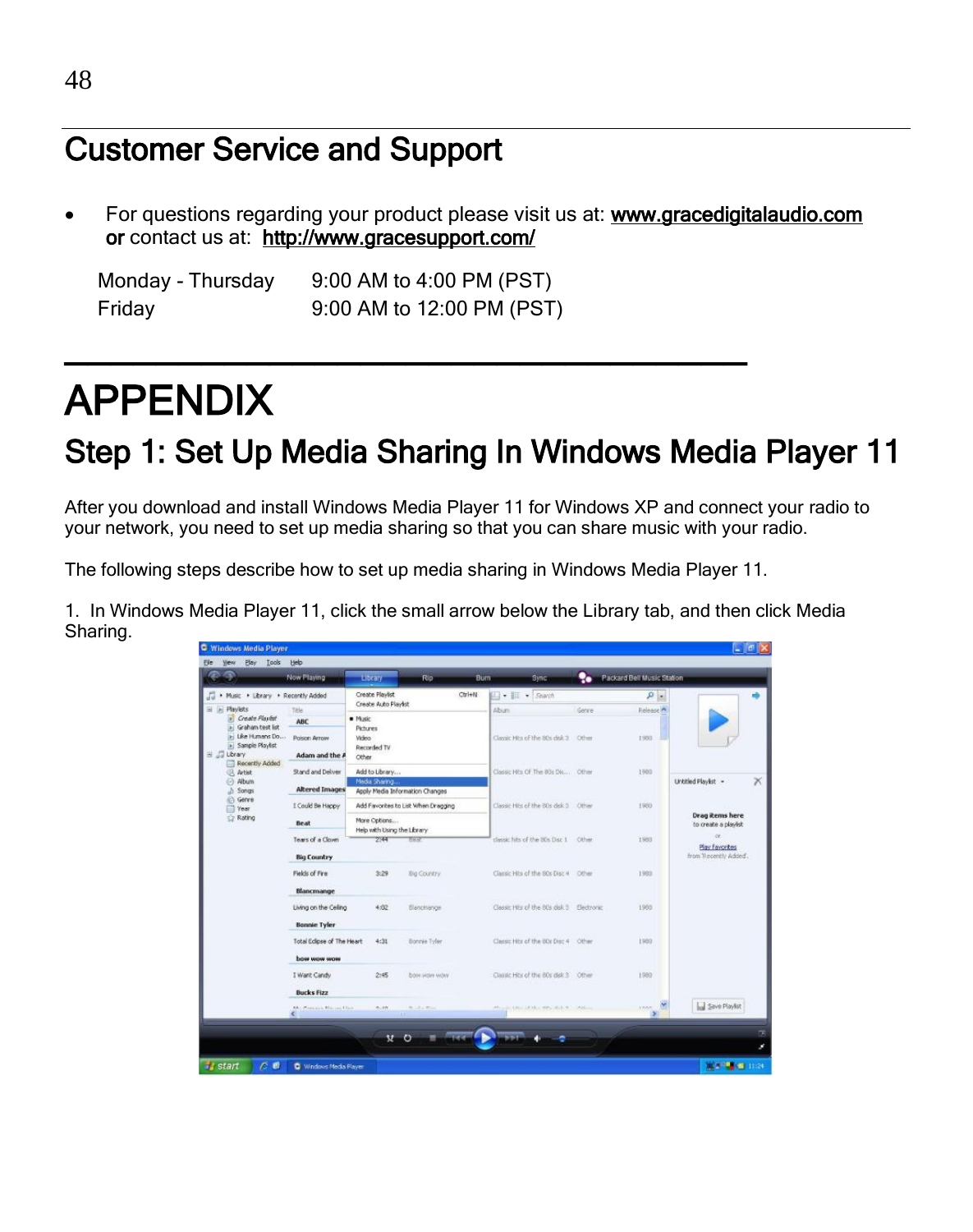# Customer Service and Support

- For questions regarding your product please visit us at: www.gracedigitalaudio.com or contact us at: http://www.gracesupport.com/

| | |
|---|---|
| Monday - Thursday | 9:00 AM to 4:00 PM (PST) |
| Friday | 9:00 AM to 12:00 PM (PST) |

# APPENDIX

## Step 1: Set Up Media Sharing In Windows Media Player 11

After you download and install Windows Media Player 11 for Windows XP and connect your radio to your network, you need to set up media sharing so that you can share music with your radio.

The following steps describe how to set up media sharing in Windows Media Player 11.

1. In Windows Media Player 11, click the small arrow below the Library tab, and then click Media Sharing.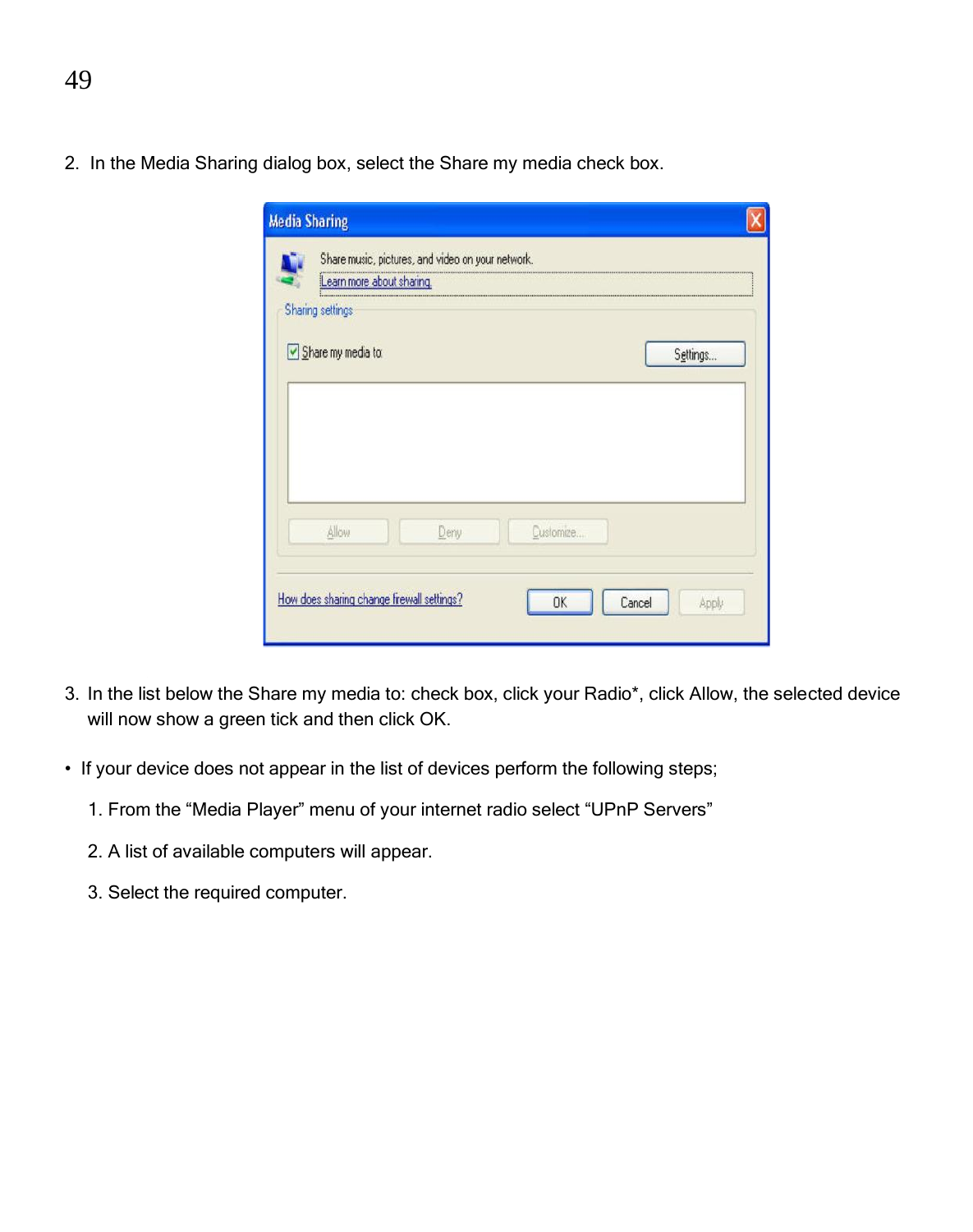2. In the Media Sharing dialog box, select the Share my media check box.

3. In the list below the Share my media to: check box, click your Radio*, click Allow, the selected device will now show a green tick and then click OK.

- If your device does not appear in the list of devices perform the following steps;

  1. From the “Media Player” menu of your internet radio select “UPnP Servers”

  2. A list of available computers will appear.

  3. Select the required computer.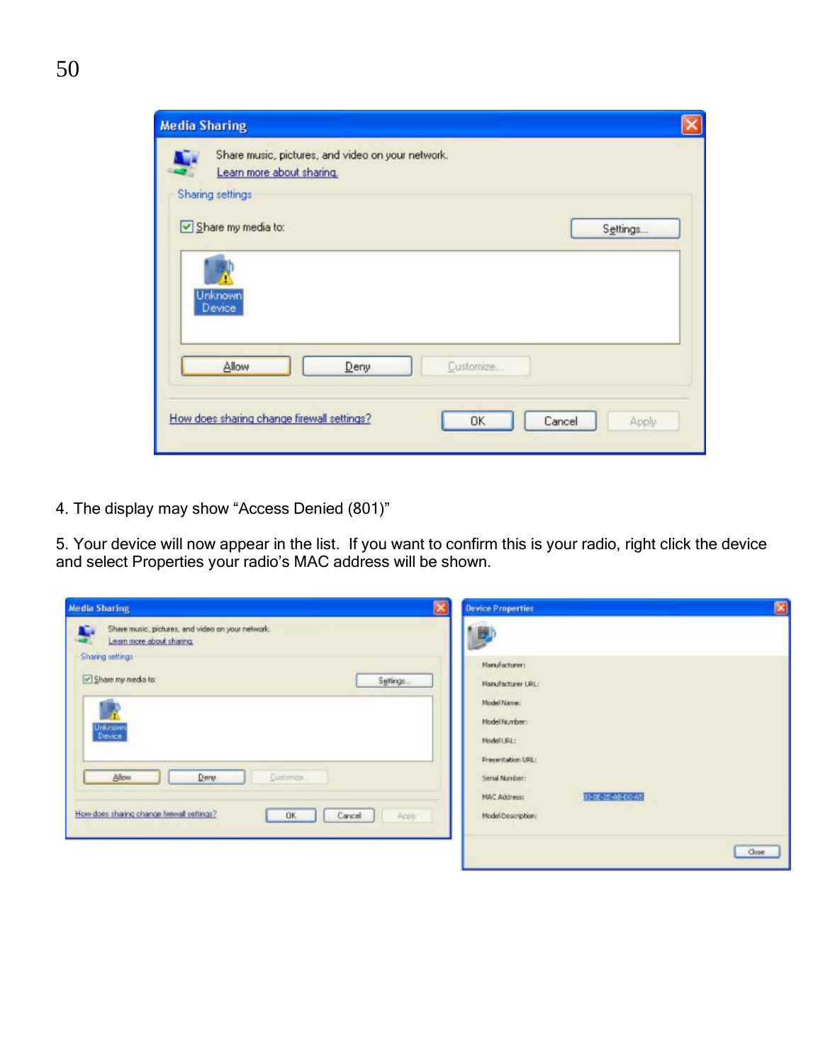4. The display may show “Access Denied (801)”

5. Your device will now appear in the list. If you want to confirm this is your radio, right click the device and select Properties your radio’s MAC address will be shown.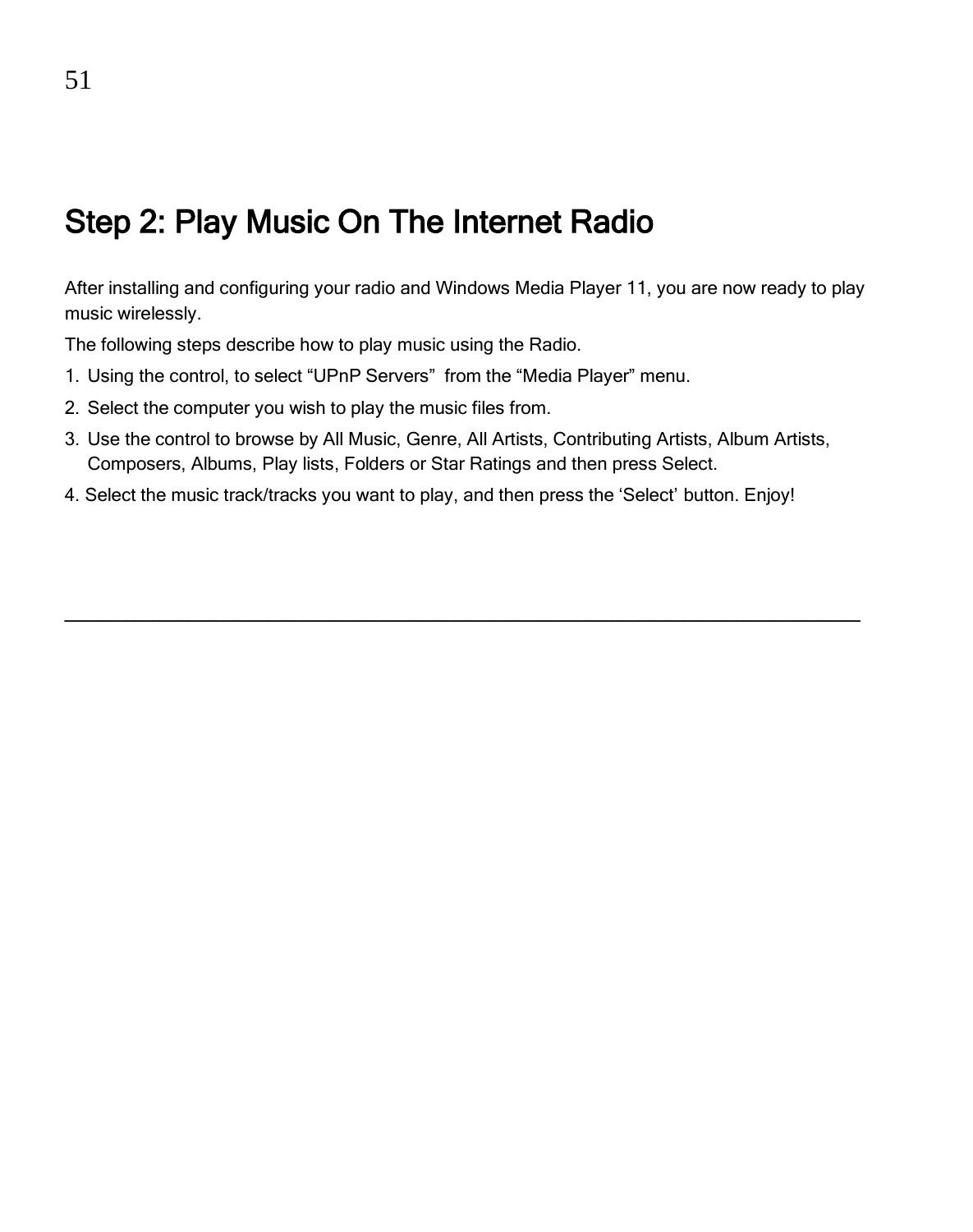## Step 2: Play Music On The Internet Radio

After installing and configuring your radio and Windows Media Player 11, you are now ready to play music wirelessly.

The following steps describe how to play music using the Radio.

1. Using the control, to select "UPnP Servers" from the "Media Player" menu.
2. Select the computer you wish to play the music files from.
3. Use the control to browse by All Music, Genre, All Artists, Contributing Artists, Album Artists, Composers, Albums, Play lists, Folders or Star Ratings and then press Select.
4. Select the music track/tracks you want to play, and then press the 'Select' button. Enjoy!

---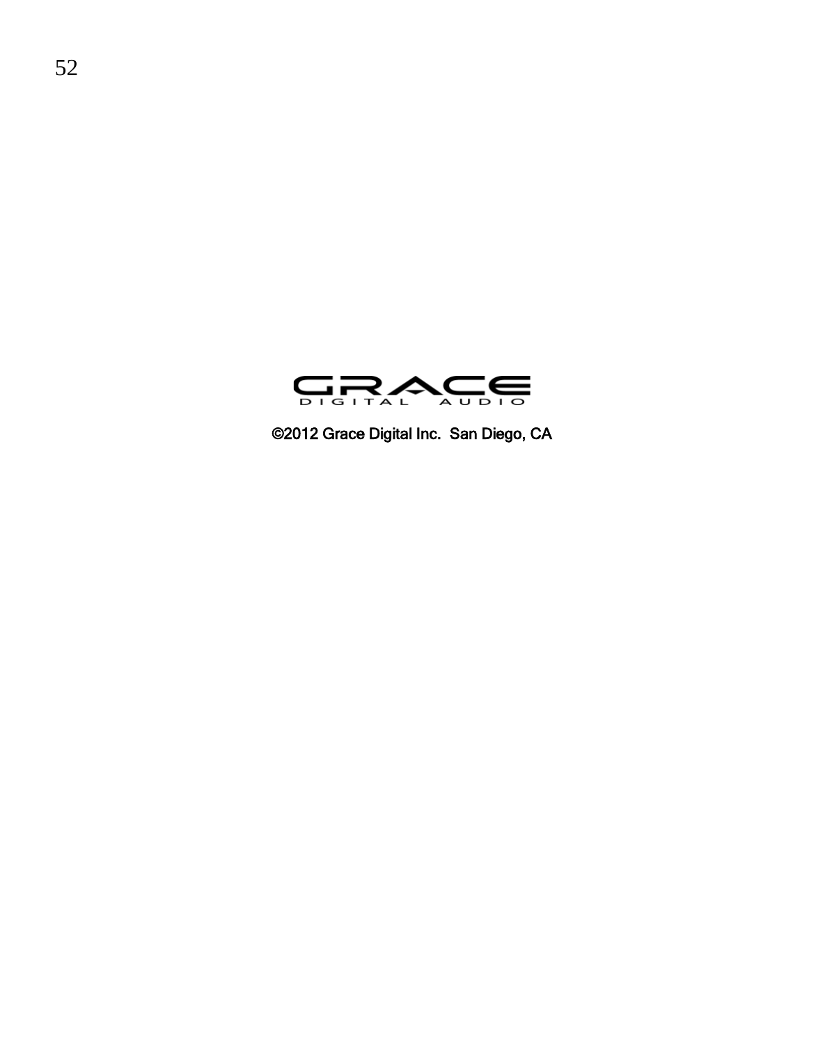GRACE
DIGITAL AUDIO

©2012 Grace Digital Inc. San Diego, CA